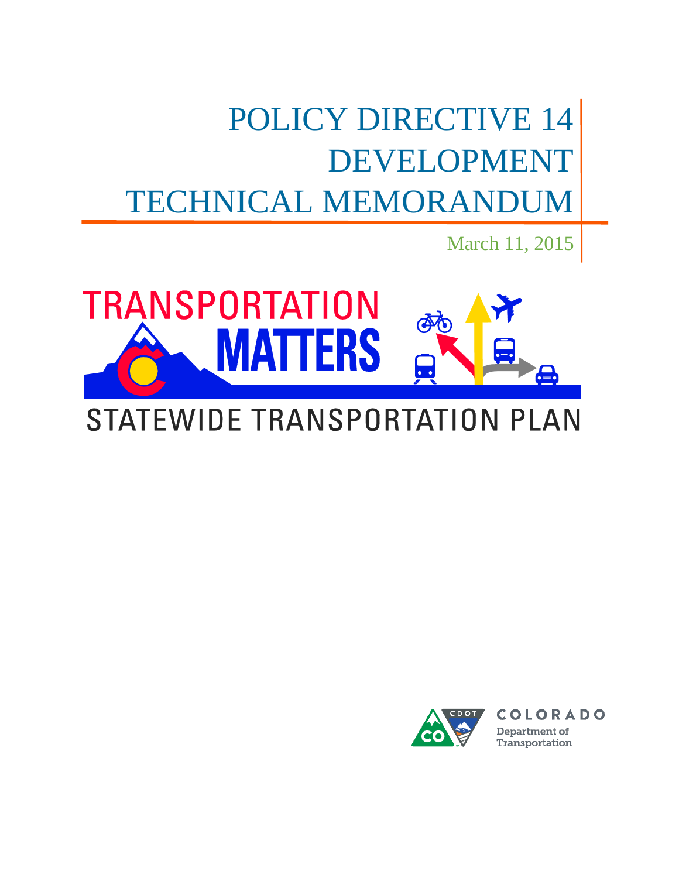# POLICY DIRECTIVE 14 DEVELOPMENT TECHNICAL MEMORANDUM

March 11, 2015

TRANSPORTATION MATTERS

STATEWIDE TRANSPORTATION PLAN

COLORADO Department of Transportation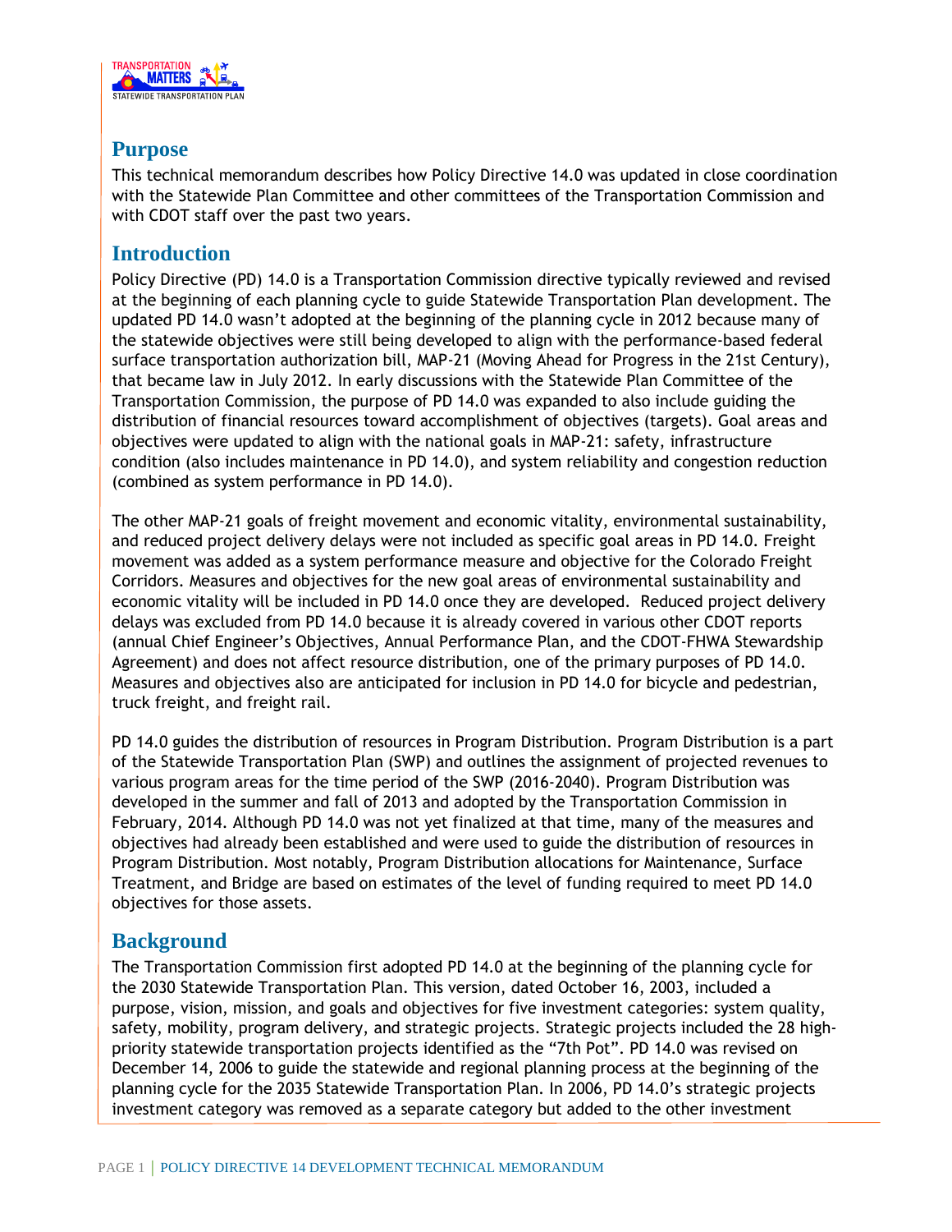## Purpose

This technical memorandum describes how Policy Directive 14.0 was updated in close coordination with the Statewide Plan Committee and other committees of the Transportation Commission and with CDOT staff over the past two years.

## Introduction

Policy Directive (PD) 14.0 is a Transportation Commission directive typically reviewed and revised at the beginning of each planning cycle to guide Statewide Transportation Plan development. The updated PD 14.0 wasn't adopted at the beginning of the planning cycle in 2012 because many of the statewide objectives were still being developed to align with the performance-based federal surface transportation authorization bill, MAP-21 (Moving Ahead for Progress in the 21st Century), that became law in July 2012. In early discussions with the Statewide Plan Committee of the Transportation Commission, the purpose of PD 14.0 was expanded to also include guiding the distribution of financial resources toward accomplishment of objectives (targets). Goal areas and objectives were updated to align with the national goals in MAP-21: safety, infrastructure condition (also includes maintenance in PD 14.0), and system reliability and congestion reduction (combined as system performance in PD 14.0).

The other MAP-21 goals of freight movement and economic vitality, environmental sustainability, and reduced project delivery delays were not included as specific goal areas in PD 14.0. Freight movement was added as a system performance measure and objective for the Colorado Freight Corridors. Measures and objectives for the new goal areas of environmental sustainability and economic vitality will be included in PD 14.0 once they are developed. Reduced project delivery delays was excluded from PD 14.0 because it is already covered in various other CDOT reports (annual Chief Engineer's Objectives, Annual Performance Plan, and the CDOT-FHWA Stewardship Agreement) and does not affect resource distribution, one of the primary purposes of PD 14.0. Measures and objectives also are anticipated for inclusion in PD 14.0 for bicycle and pedestrian, truck freight, and freight rail.

PD 14.0 guides the distribution of resources in Program Distribution. Program Distribution is a part of the Statewide Transportation Plan (SWP) and outlines the assignment of projected revenues to various program areas for the time period of the SWP (2016-2040). Program Distribution was developed in the summer and fall of 2013 and adopted by the Transportation Commission in February, 2014. Although PD 14.0 was not yet finalized at that time, many of the measures and objectives had already been established and were used to guide the distribution of resources in Program Distribution. Most notably, Program Distribution allocations for Maintenance, Surface Treatment, and Bridge are based on estimates of the level of funding required to meet PD 14.0 objectives for those assets.

## Background

The Transportation Commission first adopted PD 14.0 at the beginning of the planning cycle for the 2030 Statewide Transportation Plan. This version, dated October 16, 2003, included a purpose, vision, mission, and goals and objectives for five investment categories: system quality, safety, mobility, program delivery, and strategic projects. Strategic projects included the 28 high-priority statewide transportation projects identified as the "7th Pot". PD 14.0 was revised on December 14, 2006 to guide the statewide and regional planning process at the beginning of the planning cycle for the 2035 Statewide Transportation Plan. In 2006, PD 14.0's strategic projects investment category was removed as a separate category but added to the other investment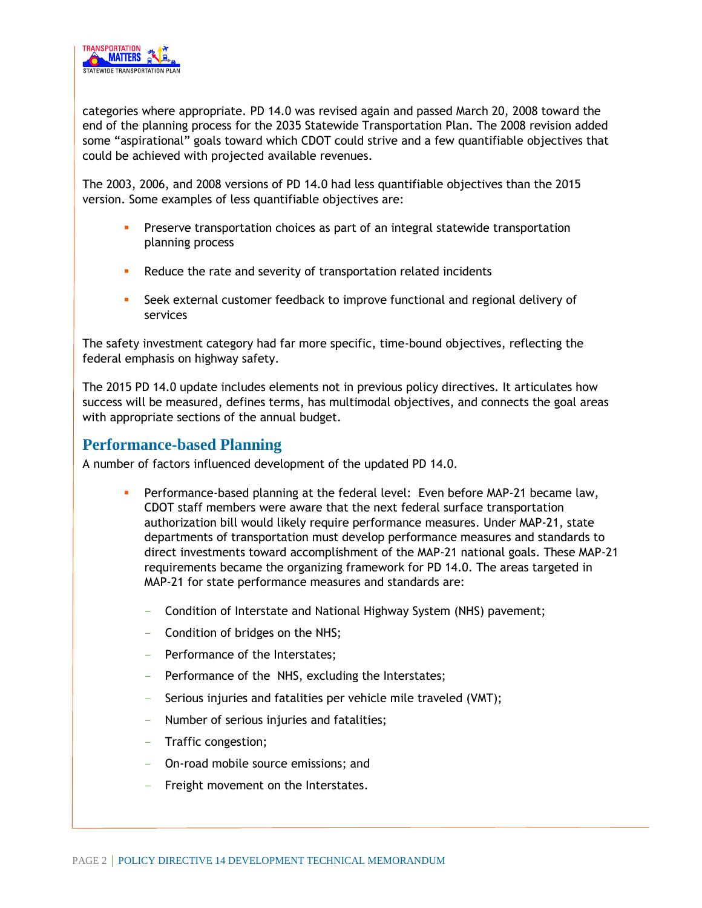categories where appropriate. PD 14.0 was revised again and passed March 20, 2008 toward the end of the planning process for the 2035 Statewide Transportation Plan. The 2008 revision added some "aspirational" goals toward which CDOT could strive and a few quantifiable objectives that could be achieved with projected available revenues.

The 2003, 2006, and 2008 versions of PD 14.0 had less quantifiable objectives than the 2015 version. Some examples of less quantifiable objectives are:

- Preserve transportation choices as part of an integral statewide transportation planning process
- Reduce the rate and severity of transportation related incidents
- Seek external customer feedback to improve functional and regional delivery of services

The safety investment category had far more specific, time-bound objectives, reflecting the federal emphasis on highway safety.

The 2015 PD 14.0 update includes elements not in previous policy directives. It articulates how success will be measured, defines terms, has multimodal objectives, and connects the goal areas with appropriate sections of the annual budget.

## Performance-based Planning

A number of factors influenced development of the updated PD 14.0.

- Performance-based planning at the federal level: Even before MAP-21 became law, CDOT staff members were aware that the next federal surface transportation authorization bill would likely require performance measures. Under MAP-21, state departments of transportation must develop performance measures and standards to direct investments toward accomplishment of the MAP-21 national goals. These MAP-21 requirements became the organizing framework for PD 14.0. The areas targeted in MAP-21 for state performance measures and standards are:
  - Condition of Interstate and National Highway System (NHS) pavement;
  - Condition of bridges on the NHS;
  - Performance of the Interstates;
  - Performance of the NHS, excluding the Interstates;
  - Serious injuries and fatalities per vehicle mile traveled (VMT);
  - Number of serious injuries and fatalities;
  - Traffic congestion;
  - On-road mobile source emissions; and
  - Freight movement on the Interstates.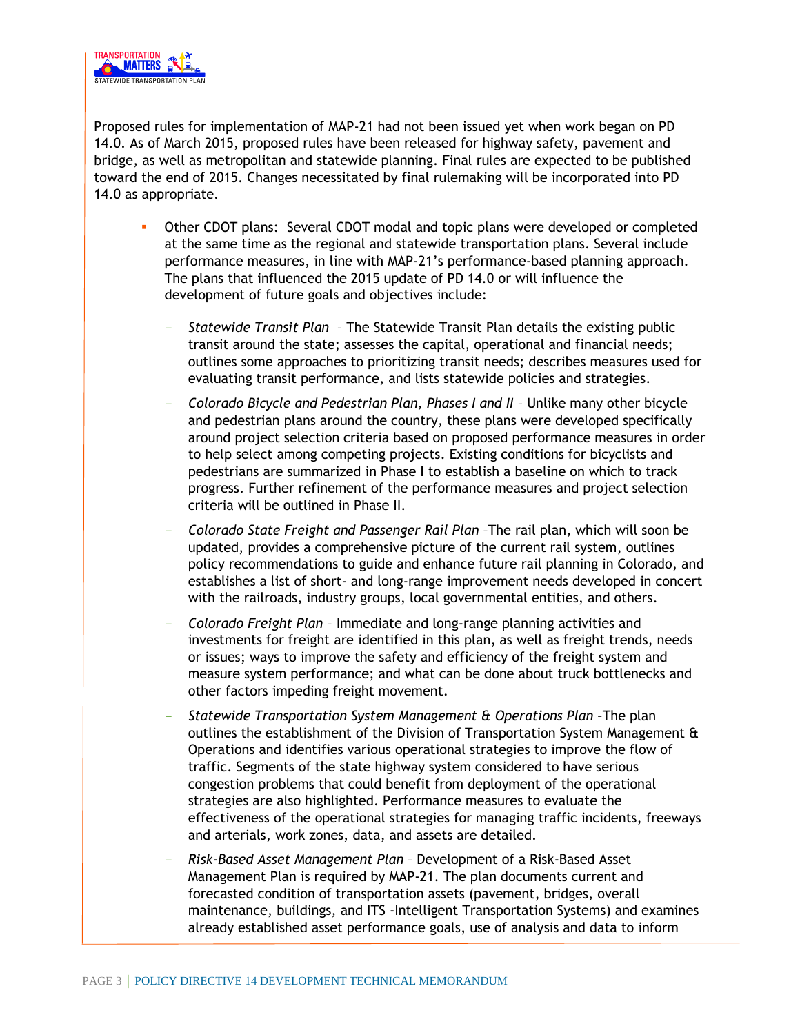Proposed rules for implementation of MAP-21 had not been issued yet when work began on PD 14.0. As of March 2015, proposed rules have been released for highway safety, pavement and bridge, as well as metropolitan and statewide planning. Final rules are expected to be published toward the end of 2015. Changes necessitated by final rulemaking will be incorporated into PD 14.0 as appropriate.

- Other CDOT plans: Several CDOT modal and topic plans were developed or completed at the same time as the regional and statewide transportation plans. Several include performance measures, in line with MAP-21's performance-based planning approach. The plans that influenced the 2015 update of PD 14.0 or will influence the development of future goals and objectives include:
  - *Statewide Transit Plan* – The Statewide Transit Plan details the existing public transit around the state; assesses the capital, operational and financial needs; outlines some approaches to prioritizing transit needs; describes measures used for evaluating transit performance, and lists statewide policies and strategies.
  - *Colorado Bicycle and Pedestrian Plan, Phases I and II* – Unlike many other bicycle and pedestrian plans around the country, these plans were developed specifically around project selection criteria based on proposed performance measures in order to help select among competing projects. Existing conditions for bicyclists and pedestrians are summarized in Phase I to establish a baseline on which to track progress. Further refinement of the performance measures and project selection criteria will be outlined in Phase II.
  - *Colorado State Freight and Passenger Rail Plan* –The rail plan, which will soon be updated, provides a comprehensive picture of the current rail system, outlines policy recommendations to guide and enhance future rail planning in Colorado, and establishes a list of short- and long-range improvement needs developed in concert with the railroads, industry groups, local governmental entities, and others.
  - *Colorado Freight Plan* – Immediate and long-range planning activities and investments for freight are identified in this plan, as well as freight trends, needs or issues; ways to improve the safety and efficiency of the freight system and measure system performance; and what can be done about truck bottlenecks and other factors impeding freight movement.
  - *Statewide Transportation System Management & Operations Plan* –The plan outlines the establishment of the Division of Transportation System Management & Operations and identifies various operational strategies to improve the flow of traffic. Segments of the state highway system considered to have serious congestion problems that could benefit from deployment of the operational strategies are also highlighted. Performance measures to evaluate the effectiveness of the operational strategies for managing traffic incidents, freeways and arterials, work zones, data, and assets are detailed.
  - *Risk-Based Asset Management Plan* – Development of a Risk-Based Asset Management Plan is required by MAP-21. The plan documents current and forecasted condition of transportation assets (pavement, bridges, overall maintenance, buildings, and ITS -Intelligent Transportation Systems) and examines already established asset performance goals, use of analysis and data to inform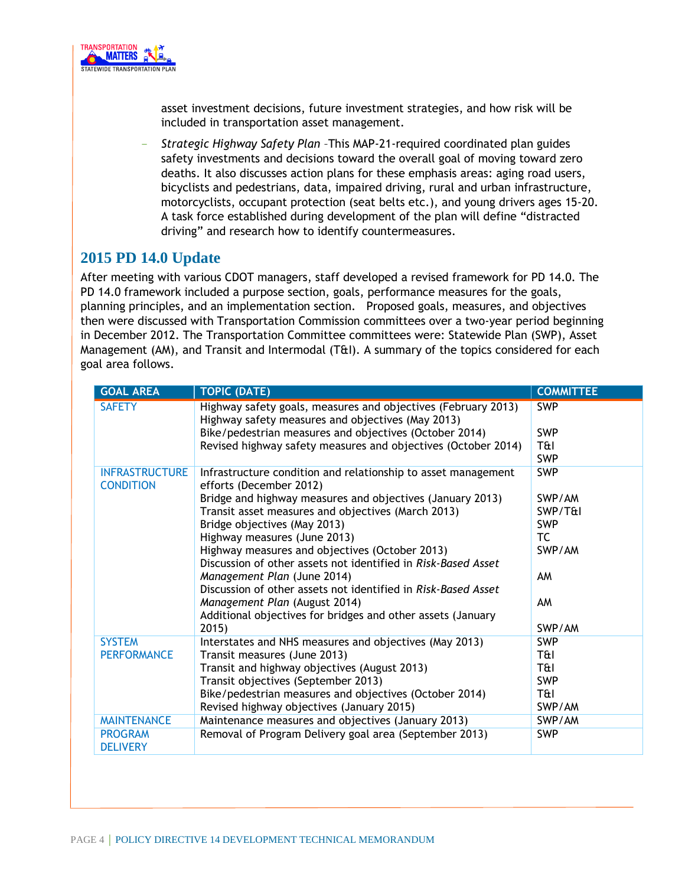asset investment decisions, future investment strategies, and how risk will be included in transportation asset management.

- *Strategic Highway Safety Plan* –This MAP-21-required coordinated plan guides safety investments and decisions toward the overall goal of moving toward zero deaths. It also discusses action plans for these emphasis areas: aging road users, bicyclists and pedestrians, data, impaired driving, rural and urban infrastructure, motorcyclists, occupant protection (seat belts etc.), and young drivers ages 15-20. A task force established during development of the plan will define "distracted driving" and research how to identify countermeasures.

## 2015 PD 14.0 Update

After meeting with various CDOT managers, staff developed a revised framework for PD 14.0. The PD 14.0 framework included a purpose section, goals, performance measures for the goals, planning principles, and an implementation section. Proposed goals, measures, and objectives then were discussed with Transportation Commission committees over a two-year period beginning in December 2012. The Transportation Committee committees were: Statewide Plan (SWP), Asset Management (AM), and Transit and Intermodal (T&I). A summary of the topics considered for each goal area follows.

| GOAL AREA | TOPIC (DATE) | COMMITTEE |
|---|---|---|
| SAFETY | Highway safety goals, measures and objectives (February 2013) | SWP |
| | Highway safety measures and objectives (May 2013) | SWP |
| | Bike/pedestrian measures and objectives (October 2014) | T&I |
| | Revised highway safety measures and objectives (October 2014) | SWP |
| INFRASTRUCTURE CONDITION | Infrastructure condition and relationship to asset management efforts (December 2012) | SWP |
| | Bridge and highway measures and objectives (January 2013) | SWP/AM |
| | Transit asset measures and objectives (March 2013) | SWP/T&I |
| | Bridge objectives (May 2013) | SWP |
| | Highway measures (June 2013) | TC |
| | Highway measures and objectives (October 2013) | SWP/AM |
| | Discussion of other assets not identified in *Risk-Based Asset Management Plan* (June 2014) | AM |
| | Discussion of other assets not identified in *Risk-Based Asset Management Plan* (August 2014) | AM |
| | Additional objectives for bridges and other assets (January 2015) | SWP/AM |
| SYSTEM PERFORMANCE | Interstates and NHS measures and objectives (May 2013) | SWP |
| | Transit measures (June 2013) | T&I |
| | Transit and highway objectives (August 2013) | T&I |
| | Transit objectives (September 2013) | SWP |
| | Bike/pedestrian measures and objectives (October 2014) | T&I |
| | Revised highway objectives (January 2015) | SWP/AM |
| MAINTENANCE | Maintenance measures and objectives (January 2013) | SWP/AM |
| PROGRAM DELIVERY | Removal of Program Delivery goal area (September 2013) | SWP |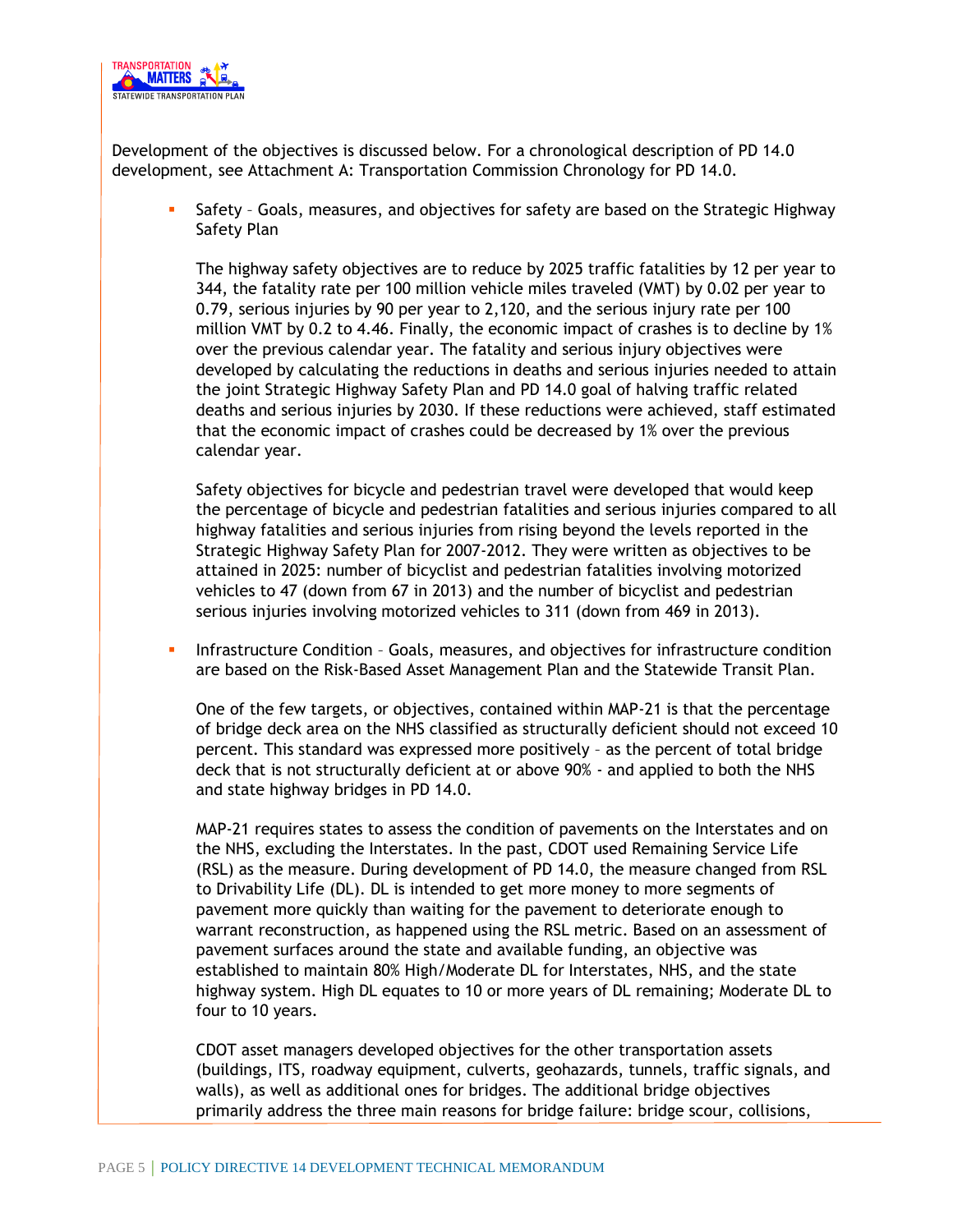Development of the objectives is discussed below. For a chronological description of PD 14.0 development, see Attachment A: Transportation Commission Chronology for PD 14.0.

- Safety – Goals, measures, and objectives for safety are based on the Strategic Highway Safety Plan

  The highway safety objectives are to reduce by 2025 traffic fatalities by 12 per year to 344, the fatality rate per 100 million vehicle miles traveled (VMT) by 0.02 per year to 0.79, serious injuries by 90 per year to 2,120, and the serious injury rate per 100 million VMT by 0.2 to 4.46. Finally, the economic impact of crashes is to decline by 1% over the previous calendar year. The fatality and serious injury objectives were developed by calculating the reductions in deaths and serious injuries needed to attain the joint Strategic Highway Safety Plan and PD 14.0 goal of halving traffic related deaths and serious injuries by 2030. If these reductions were achieved, staff estimated that the economic impact of crashes could be decreased by 1% over the previous calendar year.

  Safety objectives for bicycle and pedestrian travel were developed that would keep the percentage of bicycle and pedestrian fatalities and serious injuries compared to all highway fatalities and serious injuries from rising beyond the levels reported in the Strategic Highway Safety Plan for 2007-2012. They were written as objectives to be attained in 2025: number of bicyclist and pedestrian fatalities involving motorized vehicles to 47 (down from 67 in 2013) and the number of bicyclist and pedestrian serious injuries involving motorized vehicles to 311 (down from 469 in 2013).

- Infrastructure Condition – Goals, measures, and objectives for infrastructure condition are based on the Risk-Based Asset Management Plan and the Statewide Transit Plan.

  One of the few targets, or objectives, contained within MAP-21 is that the percentage of bridge deck area on the NHS classified as structurally deficient should not exceed 10 percent. This standard was expressed more positively – as the percent of total bridge deck that is not structurally deficient at or above 90% - and applied to both the NHS and state highway bridges in PD 14.0.

  MAP-21 requires states to assess the condition of pavements on the Interstates and on the NHS, excluding the Interstates. In the past, CDOT used Remaining Service Life (RSL) as the measure. During development of PD 14.0, the measure changed from RSL to Drivability Life (DL). DL is intended to get more money to more segments of pavement more quickly than waiting for the pavement to deteriorate enough to warrant reconstruction, as happened using the RSL metric. Based on an assessment of pavement surfaces around the state and available funding, an objective was established to maintain 80% High/Moderate DL for Interstates, NHS, and the state highway system. High DL equates to 10 or more years of DL remaining; Moderate DL to four to 10 years.

  CDOT asset managers developed objectives for the other transportation assets (buildings, ITS, roadway equipment, culverts, geohazards, tunnels, traffic signals, and walls), as well as additional ones for bridges. The additional bridge objectives primarily address the three main reasons for bridge failure: bridge scour, collisions,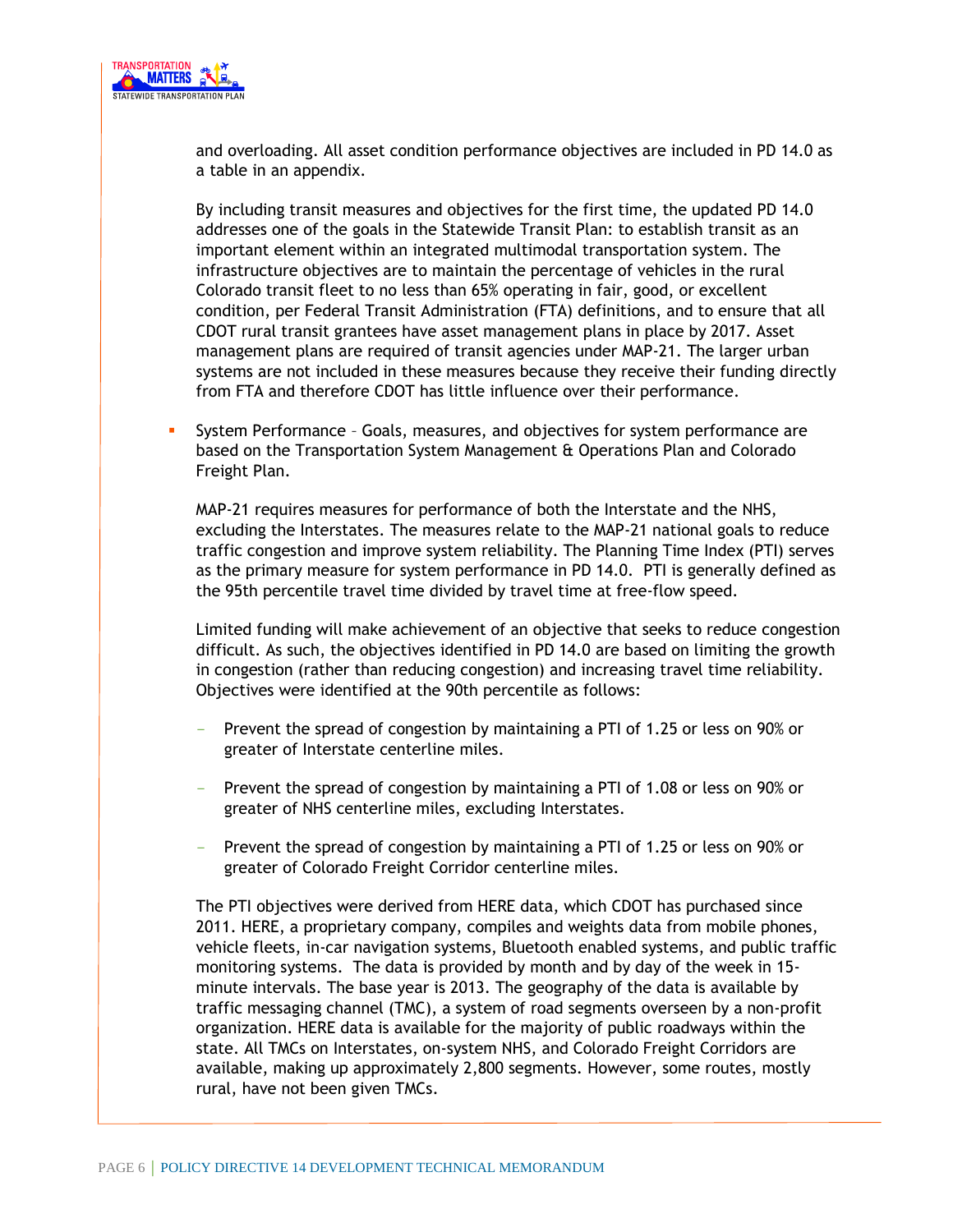and overloading. All asset condition performance objectives are included in PD 14.0 as a table in an appendix.

By including transit measures and objectives for the first time, the updated PD 14.0 addresses one of the goals in the Statewide Transit Plan: to establish transit as an important element within an integrated multimodal transportation system. The infrastructure objectives are to maintain the percentage of vehicles in the rural Colorado transit fleet to no less than 65% operating in fair, good, or excellent condition, per Federal Transit Administration (FTA) definitions, and to ensure that all CDOT rural transit grantees have asset management plans in place by 2017. Asset management plans are required of transit agencies under MAP-21. The larger urban systems are not included in these measures because they receive their funding directly from FTA and therefore CDOT has little influence over their performance.

- System Performance – Goals, measures, and objectives for system performance are based on the Transportation System Management & Operations Plan and Colorado Freight Plan.

  MAP-21 requires measures for performance of both the Interstate and the NHS, excluding the Interstates. The measures relate to the MAP-21 national goals to reduce traffic congestion and improve system reliability. The Planning Time Index (PTI) serves as the primary measure for system performance in PD 14.0. PTI is generally defined as the 95th percentile travel time divided by travel time at free-flow speed.

  Limited funding will make achievement of an objective that seeks to reduce congestion difficult. As such, the objectives identified in PD 14.0 are based on limiting the growth in congestion (rather than reducing congestion) and increasing travel time reliability. Objectives were identified at the 90th percentile as follows:

  - Prevent the spread of congestion by maintaining a PTI of 1.25 or less on 90% or greater of Interstate centerline miles.
  - Prevent the spread of congestion by maintaining a PTI of 1.08 or less on 90% or greater of NHS centerline miles, excluding Interstates.
  - Prevent the spread of congestion by maintaining a PTI of 1.25 or less on 90% or greater of Colorado Freight Corridor centerline miles.

  The PTI objectives were derived from HERE data, which CDOT has purchased since 2011. HERE, a proprietary company, compiles and weights data from mobile phones, vehicle fleets, in-car navigation systems, Bluetooth enabled systems, and public traffic monitoring systems. The data is provided by month and by day of the week in 15-minute intervals. The base year is 2013. The geography of the data is available by traffic messaging channel (TMC), a system of road segments overseen by a non-profit organization. HERE data is available for the majority of public roadways within the state. All TMCs on Interstates, on-system NHS, and Colorado Freight Corridors are available, making up approximately 2,800 segments. However, some routes, mostly rural, have not been given TMCs.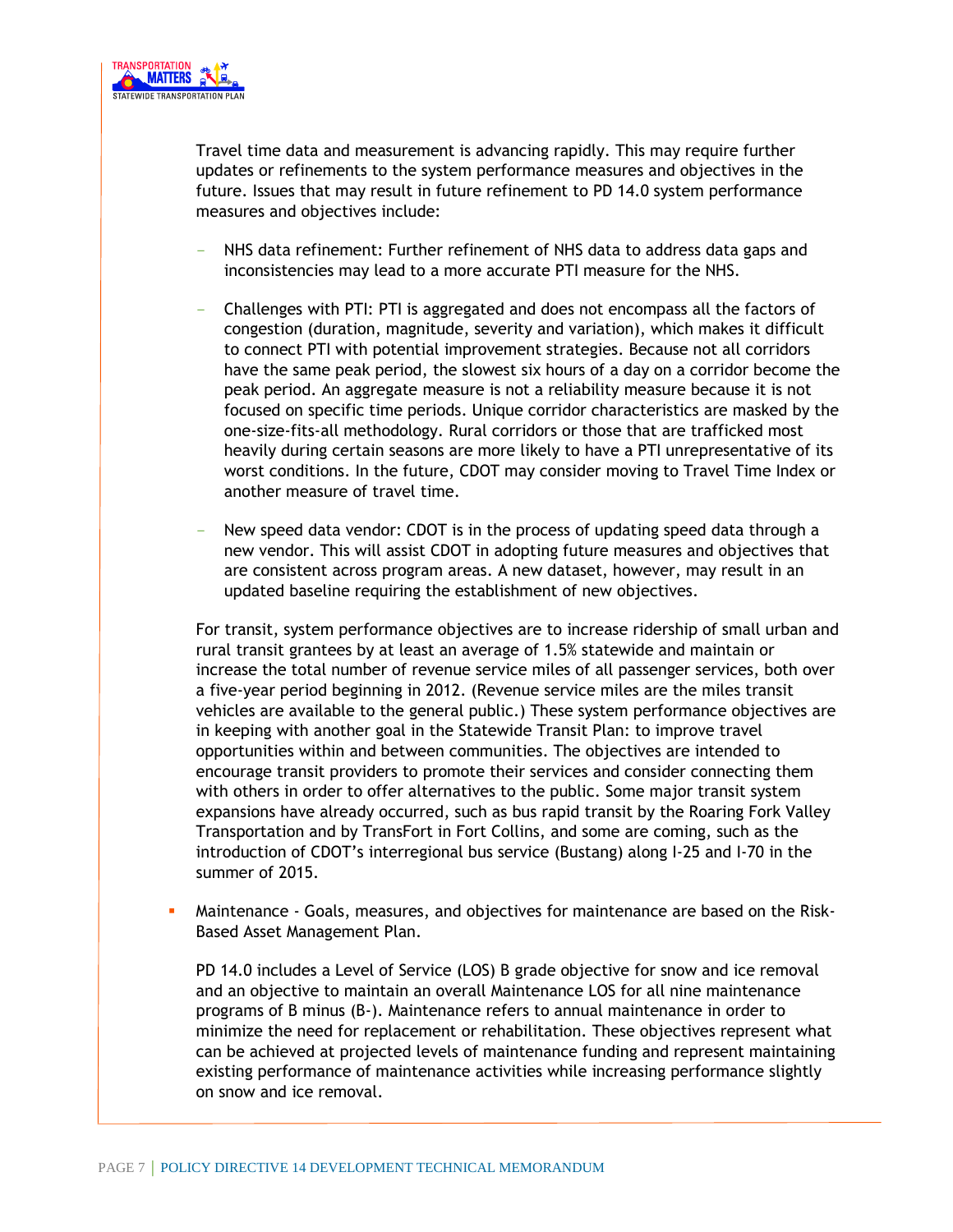Travel time data and measurement is advancing rapidly. This may require further updates or refinements to the system performance measures and objectives in the future. Issues that may result in future refinement to PD 14.0 system performance measures and objectives include:

- NHS data refinement: Further refinement of NHS data to address data gaps and inconsistencies may lead to a more accurate PTI measure for the NHS.
- Challenges with PTI: PTI is aggregated and does not encompass all the factors of congestion (duration, magnitude, severity and variation), which makes it difficult to connect PTI with potential improvement strategies. Because not all corridors have the same peak period, the slowest six hours of a day on a corridor become the peak period. An aggregate measure is not a reliability measure because it is not focused on specific time periods. Unique corridor characteristics are masked by the one-size-fits-all methodology. Rural corridors or those that are trafficked most heavily during certain seasons are more likely to have a PTI unrepresentative of its worst conditions. In the future, CDOT may consider moving to Travel Time Index or another measure of travel time.
- New speed data vendor: CDOT is in the process of updating speed data through a new vendor. This will assist CDOT in adopting future measures and objectives that are consistent across program areas. A new dataset, however, may result in an updated baseline requiring the establishment of new objectives.

For transit, system performance objectives are to increase ridership of small urban and rural transit grantees by at least an average of 1.5% statewide and maintain or increase the total number of revenue service miles of all passenger services, both over a five-year period beginning in 2012. (Revenue service miles are the miles transit vehicles are available to the general public.) These system performance objectives are in keeping with another goal in the Statewide Transit Plan: to improve travel opportunities within and between communities. The objectives are intended to encourage transit providers to promote their services and consider connecting them with others in order to offer alternatives to the public. Some major transit system expansions have already occurred, such as bus rapid transit by the Roaring Fork Valley Transportation and by TransFort in Fort Collins, and some are coming, such as the introduction of CDOT's interregional bus service (Bustang) along I-25 and I-70 in the summer of 2015.

- Maintenance - Goals, measures, and objectives for maintenance are based on the Risk-Based Asset Management Plan.

  PD 14.0 includes a Level of Service (LOS) B grade objective for snow and ice removal and an objective to maintain an overall Maintenance LOS for all nine maintenance programs of B minus (B-). Maintenance refers to annual maintenance in order to minimize the need for replacement or rehabilitation. These objectives represent what can be achieved at projected levels of maintenance funding and represent maintaining existing performance of maintenance activities while increasing performance slightly on snow and ice removal.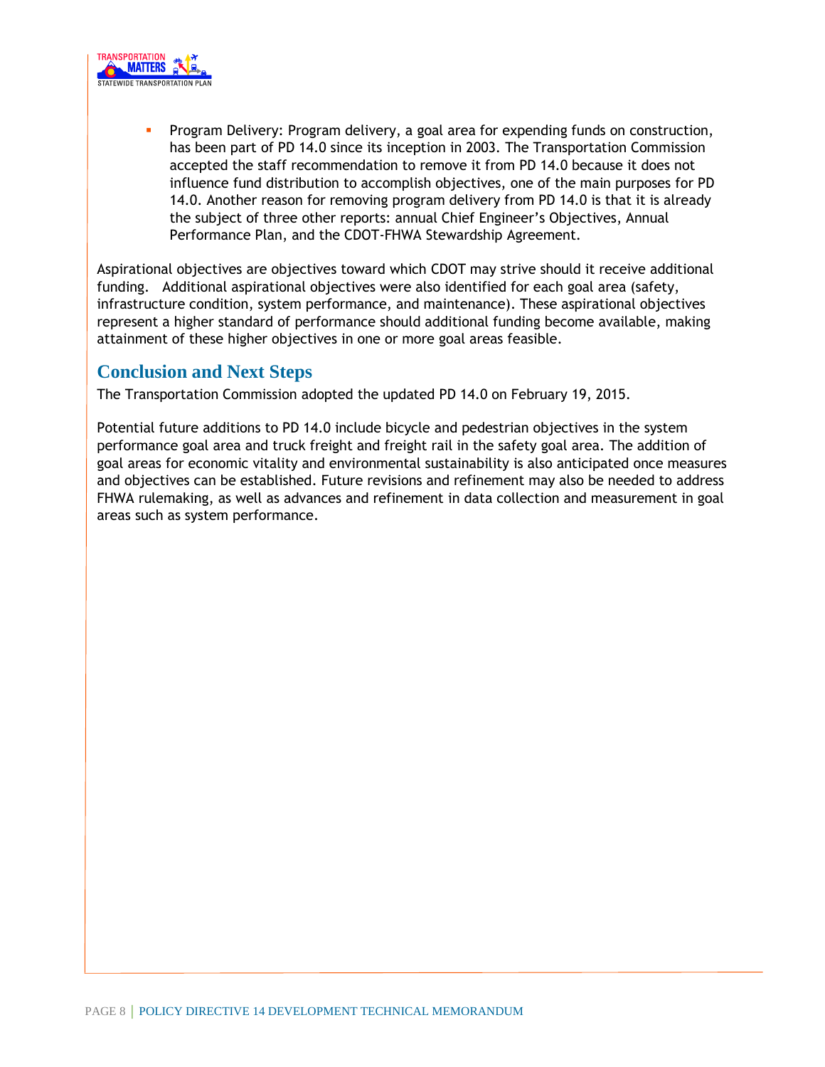- Program Delivery: Program delivery, a goal area for expending funds on construction, has been part of PD 14.0 since its inception in 2003. The Transportation Commission accepted the staff recommendation to remove it from PD 14.0 because it does not influence fund distribution to accomplish objectives, one of the main purposes for PD 14.0. Another reason for removing program delivery from PD 14.0 is that it is already the subject of three other reports: annual Chief Engineer's Objectives, Annual Performance Plan, and the CDOT-FHWA Stewardship Agreement.

Aspirational objectives are objectives toward which CDOT may strive should it receive additional funding. Additional aspirational objectives were also identified for each goal area (safety, infrastructure condition, system performance, and maintenance). These aspirational objectives represent a higher standard of performance should additional funding become available, making attainment of these higher objectives in one or more goal areas feasible.

## Conclusion and Next Steps

The Transportation Commission adopted the updated PD 14.0 on February 19, 2015.

Potential future additions to PD 14.0 include bicycle and pedestrian objectives in the system performance goal area and truck freight and freight rail in the safety goal area. The addition of goal areas for economic vitality and environmental sustainability is also anticipated once measures and objectives can be established. Future revisions and refinement may also be needed to address FHWA rulemaking, as well as advances and refinement in data collection and measurement in goal areas such as system performance.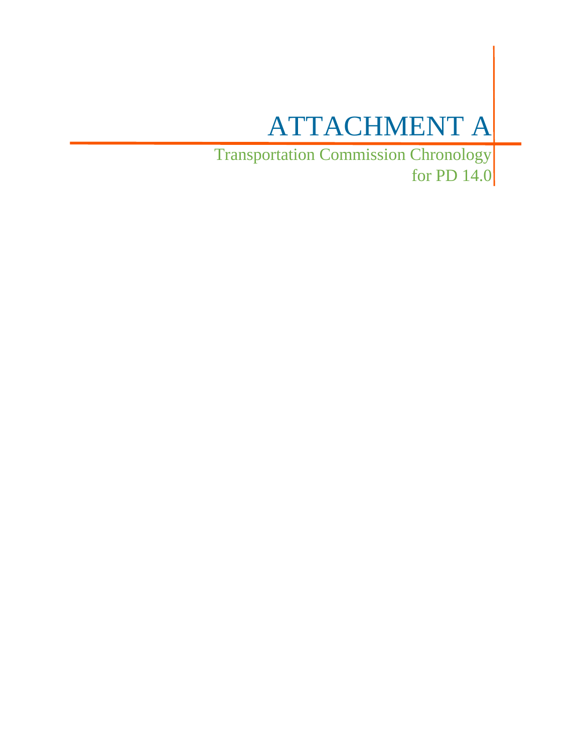# ATTACHMENT A

## Transportation Commission Chronology for PD 14.0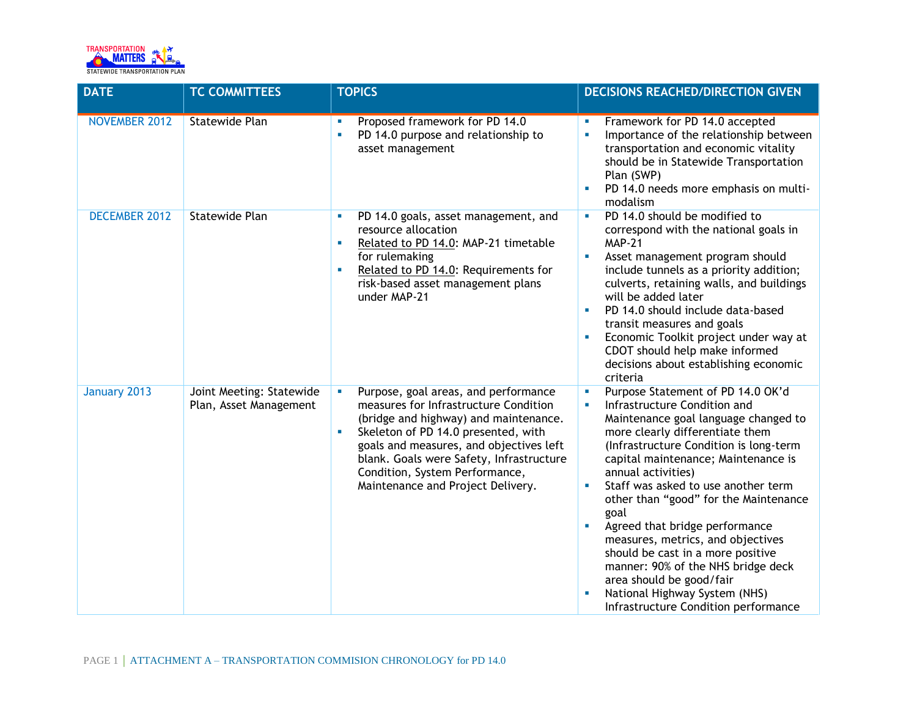| DATE | TC COMMITTEES | TOPICS | DECISIONS REACHED/DIRECTION GIVEN |
|---|---|---|---|
| NOVEMBER 2012 | Statewide Plan | ▪ Proposed framework for PD 14.0<br>▪ PD 14.0 purpose and relationship to asset management | ▪ Framework for PD 14.0 accepted<br>▪ Importance of the relationship between transportation and economic vitality should be in Statewide Transportation Plan (SWP)<br>▪ PD 14.0 needs more emphasis on multi-modalism |
| DECEMBER 2012 | Statewide Plan | ▪ PD 14.0 goals, asset management, and resource allocation<br>▪ Related to PD 14.0: MAP-21 timetable for rulemaking<br>▪ Related to PD 14.0: Requirements for risk-based asset management plans under MAP-21 | ▪ PD 14.0 should be modified to correspond with the national goals in MAP-21<br>▪ Asset management program should include tunnels as a priority addition; culverts, retaining walls, and buildings will be added later<br>▪ PD 14.0 should include data-based transit measures and goals<br>▪ Economic Toolkit project under way at CDOT should help make informed decisions about establishing economic criteria |
| January 2013 | Joint Meeting: Statewide Plan, Asset Management | ▪ Purpose, goal areas, and performance measures for Infrastructure Condition (bridge and highway) and maintenance.<br>▪ Skeleton of PD 14.0 presented, with goals and measures, and objectives left blank. Goals were Safety, Infrastructure Condition, System Performance, Maintenance and Project Delivery. | ▪ Purpose Statement of PD 14.0 OK'd<br>▪ Infrastructure Condition and Maintenance goal language changed to more clearly differentiate them (Infrastructure Condition is long-term capital maintenance; Maintenance is annual activities)<br>▪ Staff was asked to use another term other than "good" for the Maintenance goal<br>▪ Agreed that bridge performance measures, metrics, and objectives should be cast in a more positive manner: 90% of the NHS bridge deck area should be good/fair<br>▪ National Highway System (NHS) Infrastructure Condition performance |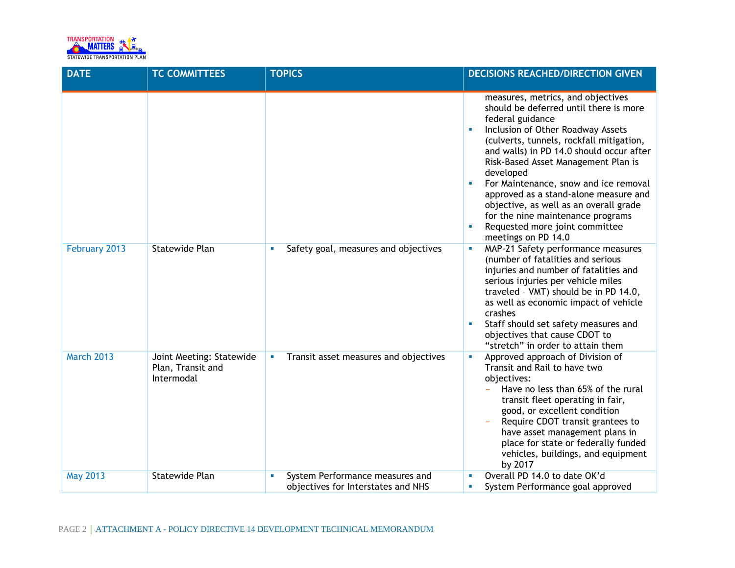| DATE | TC COMMITTEES | TOPICS | DECISIONS REACHED/DIRECTION GIVEN |
|---|---|---|---|
| | | | measures, metrics, and objectives should be deferred until there is more federal guidance<br>▪ Inclusion of Other Roadway Assets (culverts, tunnels, rockfall mitigation, and walls) in PD 14.0 should occur after Risk-Based Asset Management Plan is developed<br>▪ For Maintenance, snow and ice removal approved as a stand-alone measure and objective, as well as an overall grade for the nine maintenance programs<br>▪ Requested more joint committee meetings on PD 14.0 |
| February 2013 | Statewide Plan | ▪ Safety goal, measures and objectives | ▪ MAP-21 Safety performance measures (number of fatalities and serious injuries and number of fatalities and serious injuries per vehicle miles traveled – VMT) should be in PD 14.0, as well as economic impact of vehicle crashes<br>▪ Staff should set safety measures and objectives that cause CDOT to "stretch" in order to attain them |
| March 2013 | Joint Meeting: Statewide Plan, Transit and Intermodal | ▪ Transit asset measures and objectives | ▪ Approved approach of Division of Transit and Rail to have two objectives:<br>– Have no less than 65% of the rural transit fleet operating in fair, good, or excellent condition<br>– Require CDOT transit grantees to have asset management plans in place for state or federally funded vehicles, buildings, and equipment by 2017 |
| May 2013 | Statewide Plan | ▪ System Performance measures and objectives for Interstates and NHS | ▪ Overall PD 14.0 to date OK'd<br>▪ System Performance goal approved |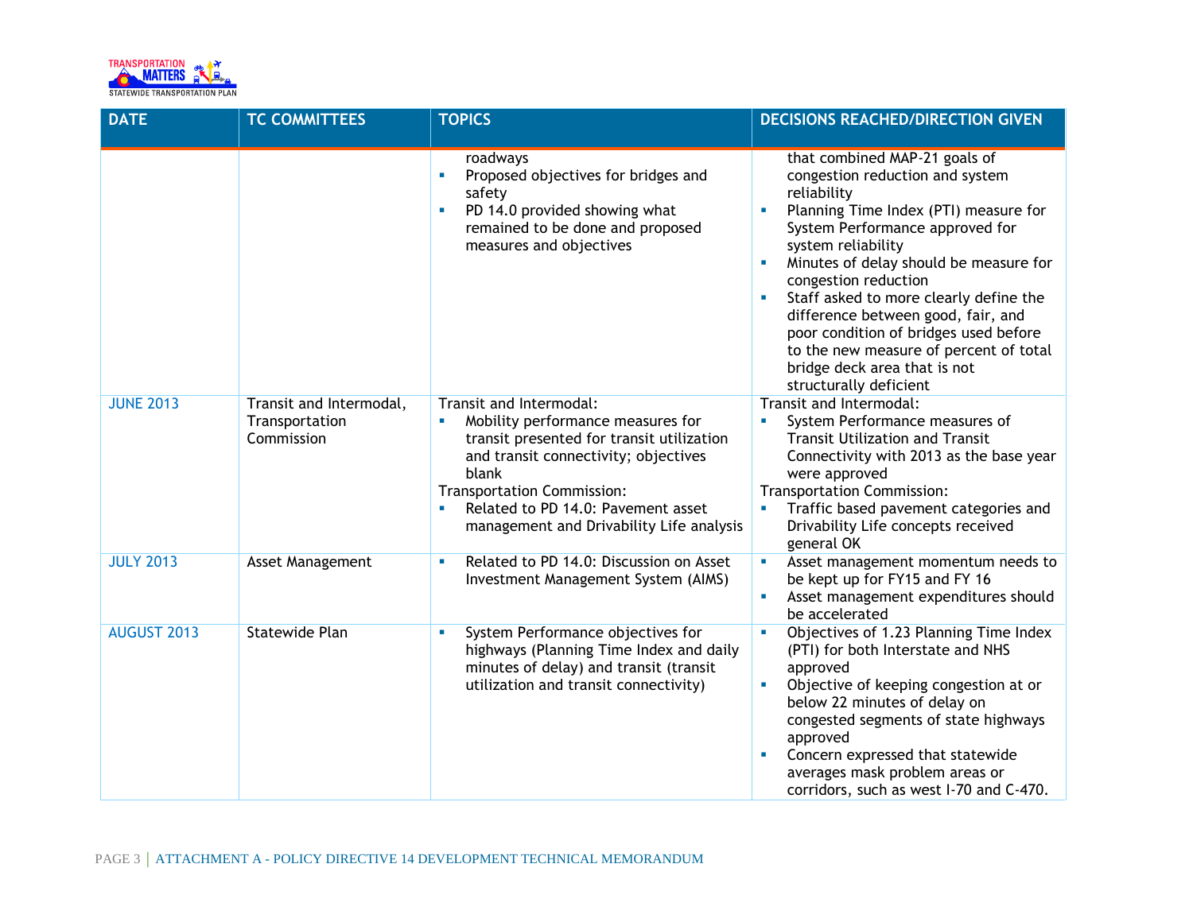| DATE | TC COMMITTEES | TOPICS | DECISIONS REACHED/DIRECTION GIVEN |
|---|---|---|---|
| | | roadways<br>▪ Proposed objectives for bridges and safety<br>▪ PD 14.0 provided showing what remained to be done and proposed measures and objectives | that combined MAP-21 goals of congestion reduction and system reliability<br>▪ Planning Time Index (PTI) measure for System Performance approved for system reliability<br>▪ Minutes of delay should be measure for congestion reduction<br>▪ Staff asked to more clearly define the difference between good, fair, and poor condition of bridges used before to the new measure of percent of total bridge deck area that is not structurally deficient |
| JUNE 2013 | Transit and Intermodal, Transportation Commission | Transit and Intermodal:<br>▪ Mobility performance measures for transit presented for transit utilization and transit connectivity; objectives blank<br>Transportation Commission:<br>▪ Related to PD 14.0: Pavement asset management and Drivability Life analysis | Transit and Intermodal:<br>▪ System Performance measures of Transit Utilization and Transit Connectivity with 2013 as the base year were approved<br>Transportation Commission:<br>▪ Traffic based pavement categories and Drivability Life concepts received general OK |
| JULY 2013 | Asset Management | ▪ Related to PD 14.0: Discussion on Asset Investment Management System (AIMS) | ▪ Asset management momentum needs to be kept up for FY15 and FY 16<br>▪ Asset management expenditures should be accelerated |
| AUGUST 2013 | Statewide Plan | ▪ System Performance objectives for highways (Planning Time Index and daily minutes of delay) and transit (transit utilization and transit connectivity) | ▪ Objectives of 1.23 Planning Time Index (PTI) for both Interstate and NHS approved<br>▪ Objective of keeping congestion at or below 22 minutes of delay on congested segments of state highways approved<br>▪ Concern expressed that statewide averages mask problem areas or corridors, such as west I-70 and C-470. |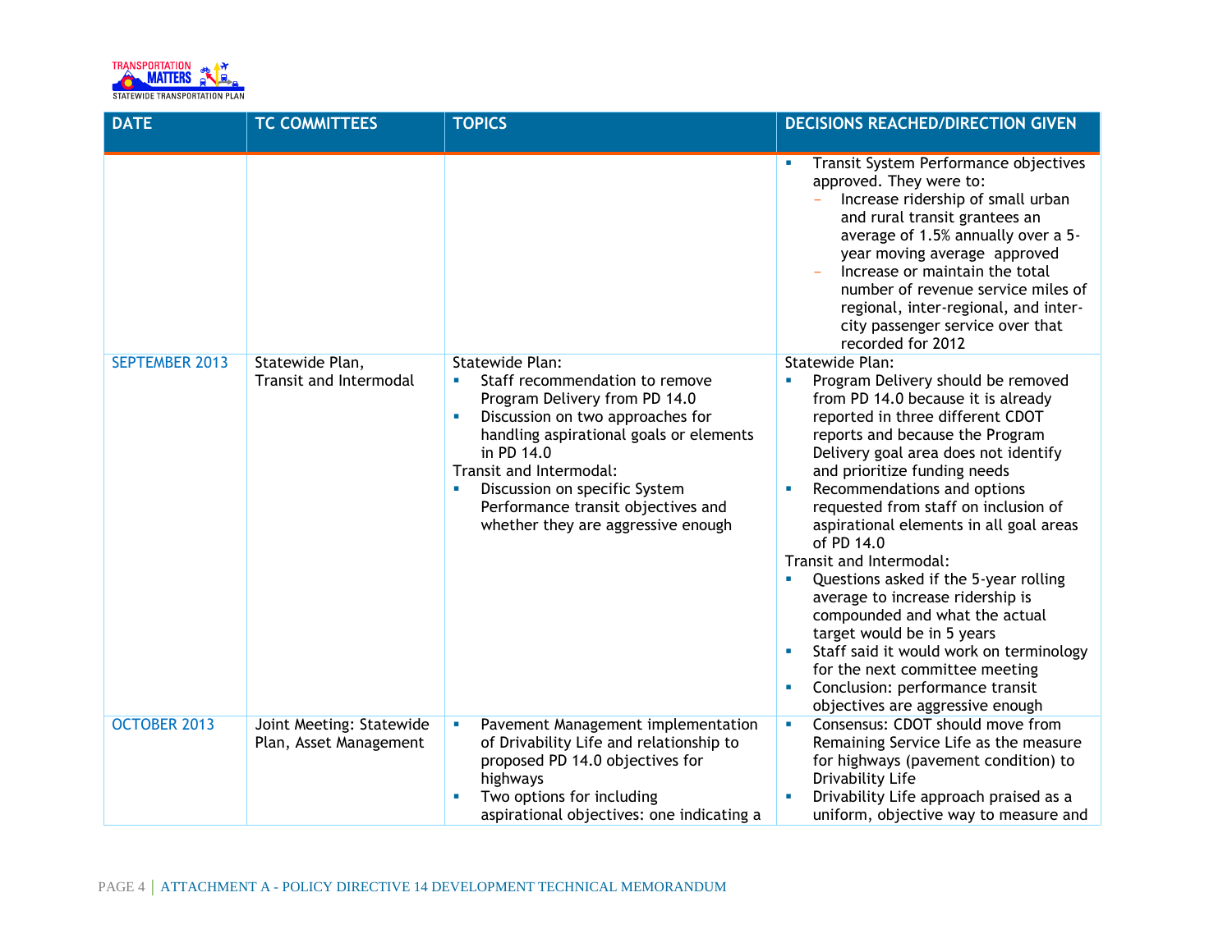| DATE | TC COMMITTEES | TOPICS | DECISIONS REACHED/DIRECTION GIVEN |
|---|---|---|---|
| | | | ▪ Transit System Performance objectives approved. They were to:<br>– Increase ridership of small urban and rural transit grantees an average of 1.5% annually over a 5-year moving average approved<br>– Increase or maintain the total number of revenue service miles of regional, inter-regional, and inter-city passenger service over that recorded for 2012 |
| SEPTEMBER 2013 | Statewide Plan, Transit and Intermodal | Statewide Plan:<br>▪ Staff recommendation to remove Program Delivery from PD 14.0<br>▪ Discussion on two approaches for handling aspirational goals or elements in PD 14.0<br>Transit and Intermodal:<br>▪ Discussion on specific System Performance transit objectives and whether they are aggressive enough | Statewide Plan:<br>▪ Program Delivery should be removed from PD 14.0 because it is already reported in three different CDOT reports and because the Program Delivery goal area does not identify and prioritize funding needs<br>▪ Recommendations and options requested from staff on inclusion of aspirational elements in all goal areas of PD 14.0<br>Transit and Intermodal:<br>▪ Questions asked if the 5-year rolling average to increase ridership is compounded and what the actual target would be in 5 years<br>▪ Staff said it would work on terminology for the next committee meeting<br>▪ Conclusion: performance transit objectives are aggressive enough |
| OCTOBER 2013 | Joint Meeting: Statewide Plan, Asset Management | ▪ Pavement Management implementation of Drivability Life and relationship to proposed PD 14.0 objectives for highways<br>▪ Two options for including aspirational objectives: one indicating a | ▪ Consensus: CDOT should move from Remaining Service Life as the measure for highways (pavement condition) to Drivability Life<br>▪ Drivability Life approach praised as a uniform, objective way to measure and |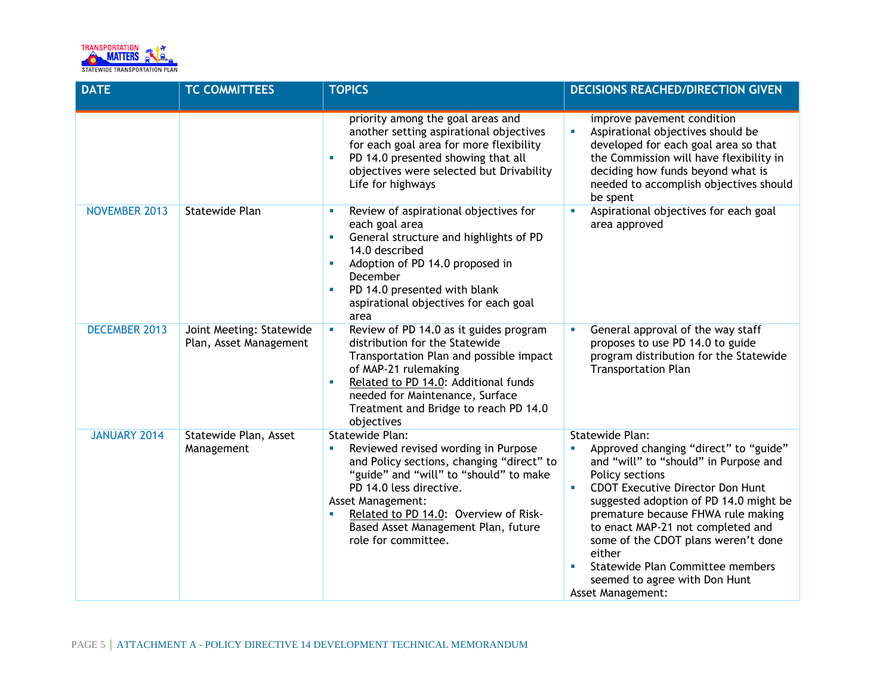| DATE | TC COMMITTEES | TOPICS | DECISIONS REACHED/DIRECTION GIVEN |
|---|---|---|---|
| | | priority among the goal areas and another setting aspirational objectives for each goal area for more flexibility<br>▪ PD 14.0 presented showing that all objectives were selected but Drivability Life for highways | improve pavement condition<br>▪ Aspirational objectives should be developed for each goal area so that the Commission will have flexibility in deciding how funds beyond what is needed to accomplish objectives should be spent |
| NOVEMBER 2013 | Statewide Plan | ▪ Review of aspirational objectives for each goal area<br>▪ General structure and highlights of PD 14.0 described<br>▪ Adoption of PD 14.0 proposed in December<br>▪ PD 14.0 presented with blank aspirational objectives for each goal area | ▪ Aspirational objectives for each goal area approved |
| DECEMBER 2013 | Joint Meeting: Statewide Plan, Asset Management | ▪ Review of PD 14.0 as it guides program distribution for the Statewide Transportation Plan and possible impact of MAP-21 rulemaking<br>▪ Related to PD 14.0: Additional funds needed for Maintenance, Surface Treatment and Bridge to reach PD 14.0 objectives | ▪ General approval of the way staff proposes to use PD 14.0 to guide program distribution for the Statewide Transportation Plan |
| JANUARY 2014 | Statewide Plan, Asset Management | Statewide Plan:<br>▪ Reviewed revised wording in Purpose and Policy sections, changing "direct" to "guide" and "will" to "should" to make PD 14.0 less directive.<br>Asset Management:<br>▪ Related to PD 14.0: Overview of Risk-Based Asset Management Plan, future role for committee. | Statewide Plan:<br>▪ Approved changing "direct" to "guide" and "will" to "should" in Purpose and Policy sections<br>▪ CDOT Executive Director Don Hunt suggested adoption of PD 14.0 might be premature because FHWA rule making to enact MAP-21 not completed and some of the CDOT plans weren't done either<br>▪ Statewide Plan Committee members seemed to agree with Don Hunt<br>Asset Management: |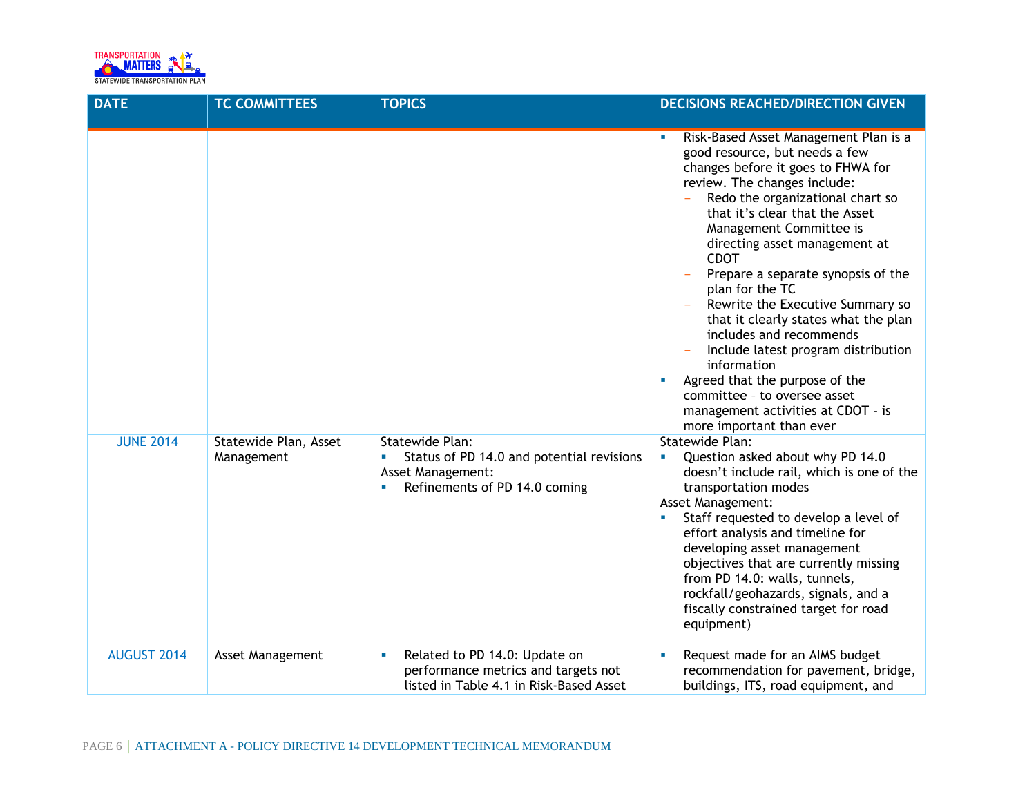| DATE | TC COMMITTEES | TOPICS | DECISIONS REACHED/DIRECTION GIVEN |
|---|---|---|---|
| | | | ▪ Risk-Based Asset Management Plan is a good resource, but needs a few changes before it goes to FHWA for review. The changes include:<br>– Redo the organizational chart so that it's clear that the Asset Management Committee is directing asset management at CDOT<br>– Prepare a separate synopsis of the plan for the TC<br>– Rewrite the Executive Summary so that it clearly states what the plan includes and recommends<br>– Include latest program distribution information<br>▪ Agreed that the purpose of the committee – to oversee asset management activities at CDOT – is more important than ever |
| JUNE 2014 | Statewide Plan, Asset Management | Statewide Plan:<br>▪ Status of PD 14.0 and potential revisions<br>Asset Management:<br>▪ Refinements of PD 14.0 coming | Statewide Plan:<br>▪ Question asked about why PD 14.0 doesn't include rail, which is one of the transportation modes<br>Asset Management:<br>▪ Staff requested to develop a level of effort analysis and timeline for developing asset management objectives that are currently missing from PD 14.0: walls, tunnels, rockfall/geohazards, signals, and a fiscally constrained target for road equipment) |
| AUGUST 2014 | Asset Management | ▪ Related to PD 14.0: Update on performance metrics and targets not listed in Table 4.1 in Risk-Based Asset | ▪ Request made for an AIMS budget recommendation for pavement, bridge, buildings, ITS, road equipment, and |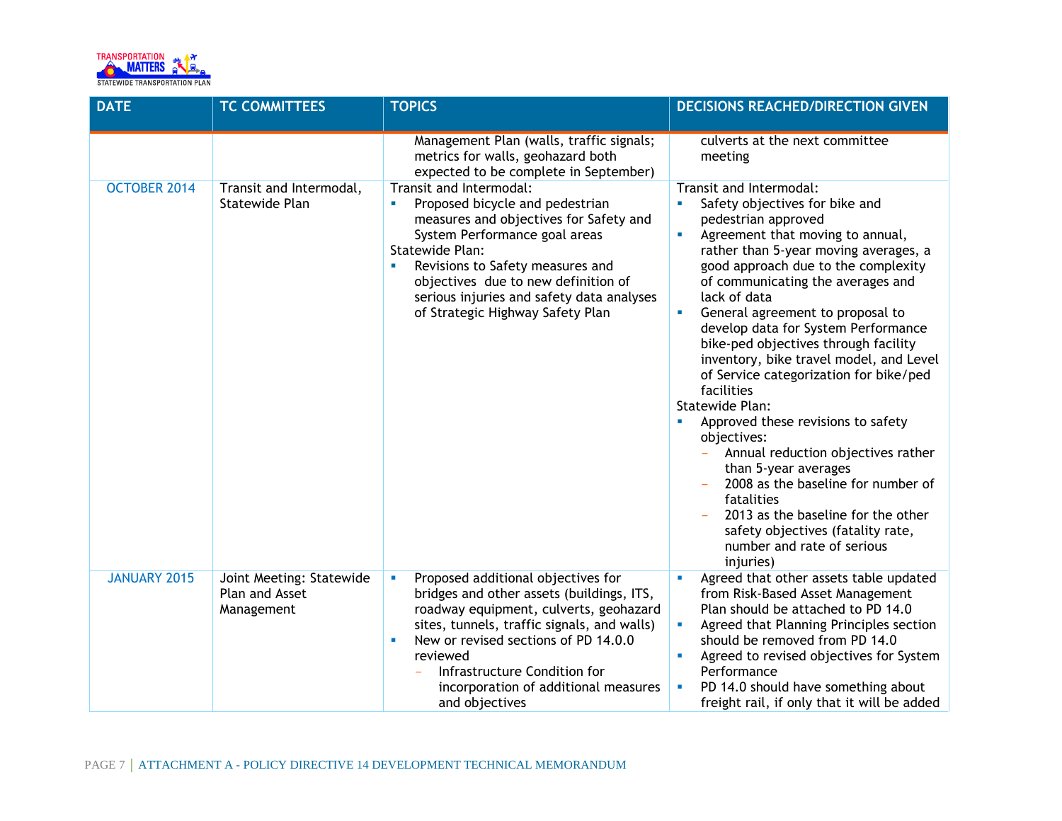| DATE | TC COMMITTEES | TOPICS | DECISIONS REACHED/DIRECTION GIVEN |
|---|---|---|---|
| | | Management Plan (walls, traffic signals; metrics for walls, geohazard both expected to be complete in September) | culverts at the next committee meeting |
| OCTOBER 2014 | Transit and Intermodal, Statewide Plan | Transit and Intermodal:<br>▪ Proposed bicycle and pedestrian measures and objectives for Safety and System Performance goal areas<br>Statewide Plan:<br>▪ Revisions to Safety measures and objectives due to new definition of serious injuries and safety data analyses of Strategic Highway Safety Plan | Transit and Intermodal:<br>▪ Safety objectives for bike and pedestrian approved<br>▪ Agreement that moving to annual, rather than 5-year moving averages, a good approach due to the complexity of communicating the averages and lack of data<br>▪ General agreement to proposal to develop data for System Performance bike-ped objectives through facility inventory, bike travel model, and Level of Service categorization for bike/ped facilities<br>Statewide Plan:<br>▪ Approved these revisions to safety objectives:<br>– Annual reduction objectives rather than 5-year averages<br>– 2008 as the baseline for number of fatalities<br>– 2013 as the baseline for the other safety objectives (fatality rate, number and rate of serious injuries) |
| JANUARY 2015 | Joint Meeting: Statewide Plan and Asset Management | ▪ Proposed additional objectives for bridges and other assets (buildings, ITS, roadway equipment, culverts, geohazard sites, tunnels, traffic signals, and walls)<br>▪ New or revised sections of PD 14.0.0 reviewed<br>– Infrastructure Condition for incorporation of additional measures and objectives | ▪ Agreed that other assets table updated from Risk-Based Asset Management Plan should be attached to PD 14.0<br>▪ Agreed that Planning Principles section should be removed from PD 14.0<br>▪ Agreed to revised objectives for System Performance<br>▪ PD 14.0 should have something about freight rail, if only that it will be added |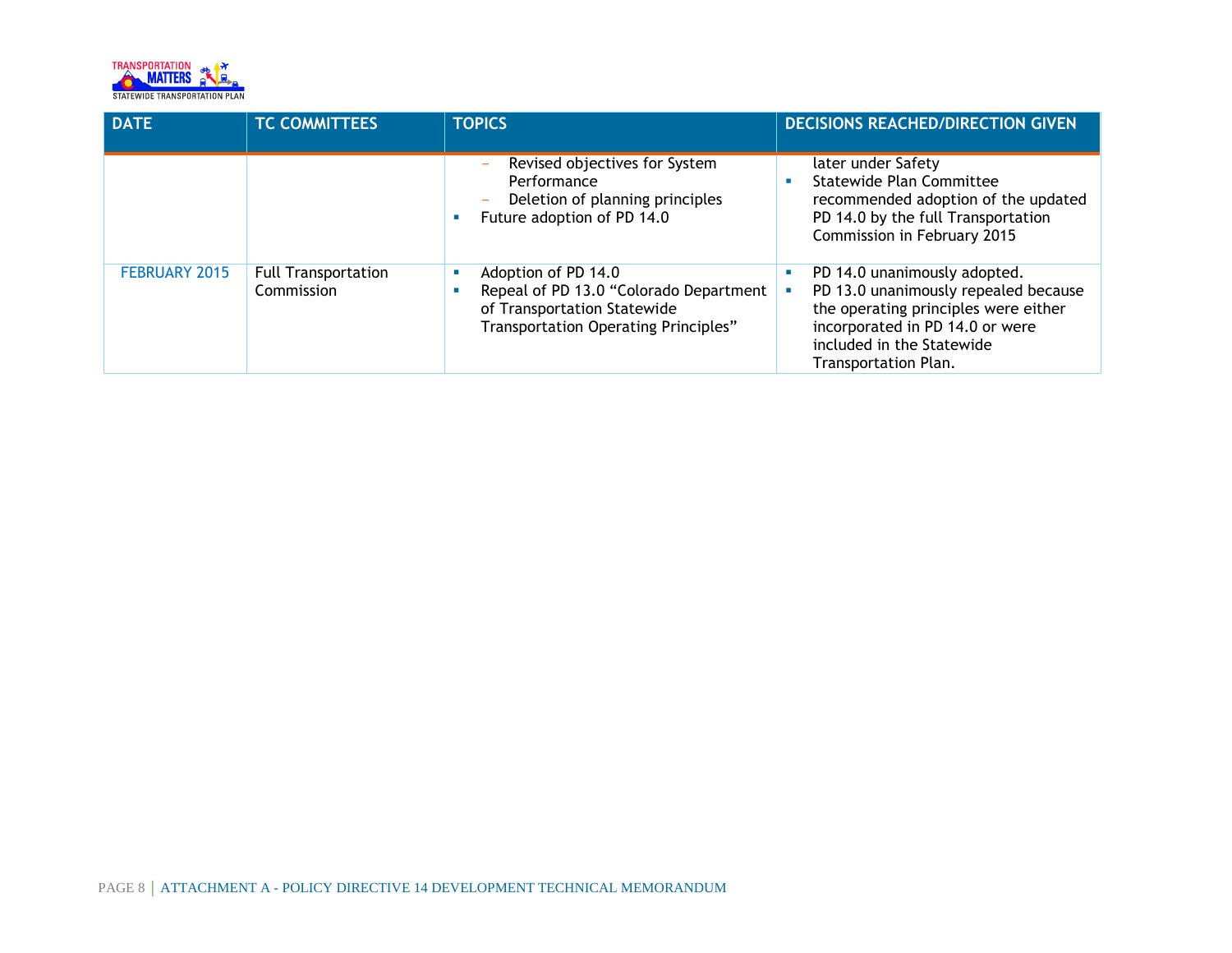| DATE | TC COMMITTEES | TOPICS | DECISIONS REACHED/DIRECTION GIVEN |
|---|---|---|---|
| | | – Revised objectives for System Performance<br>– Deletion of planning principles<br>▪ Future adoption of PD 14.0 | later under Safety<br>▪ Statewide Plan Committee recommended adoption of the updated PD 14.0 by the full Transportation Commission in February 2015 |
| FEBRUARY 2015 | Full Transportation Commission | ▪ Adoption of PD 14.0<br>▪ Repeal of PD 13.0 "Colorado Department of Transportation Statewide Transportation Operating Principles" | ▪ PD 14.0 unanimously adopted.<br>▪ PD 13.0 unanimously repealed because the operating principles were either incorporated in PD 14.0 or were included in the Statewide Transportation Plan. |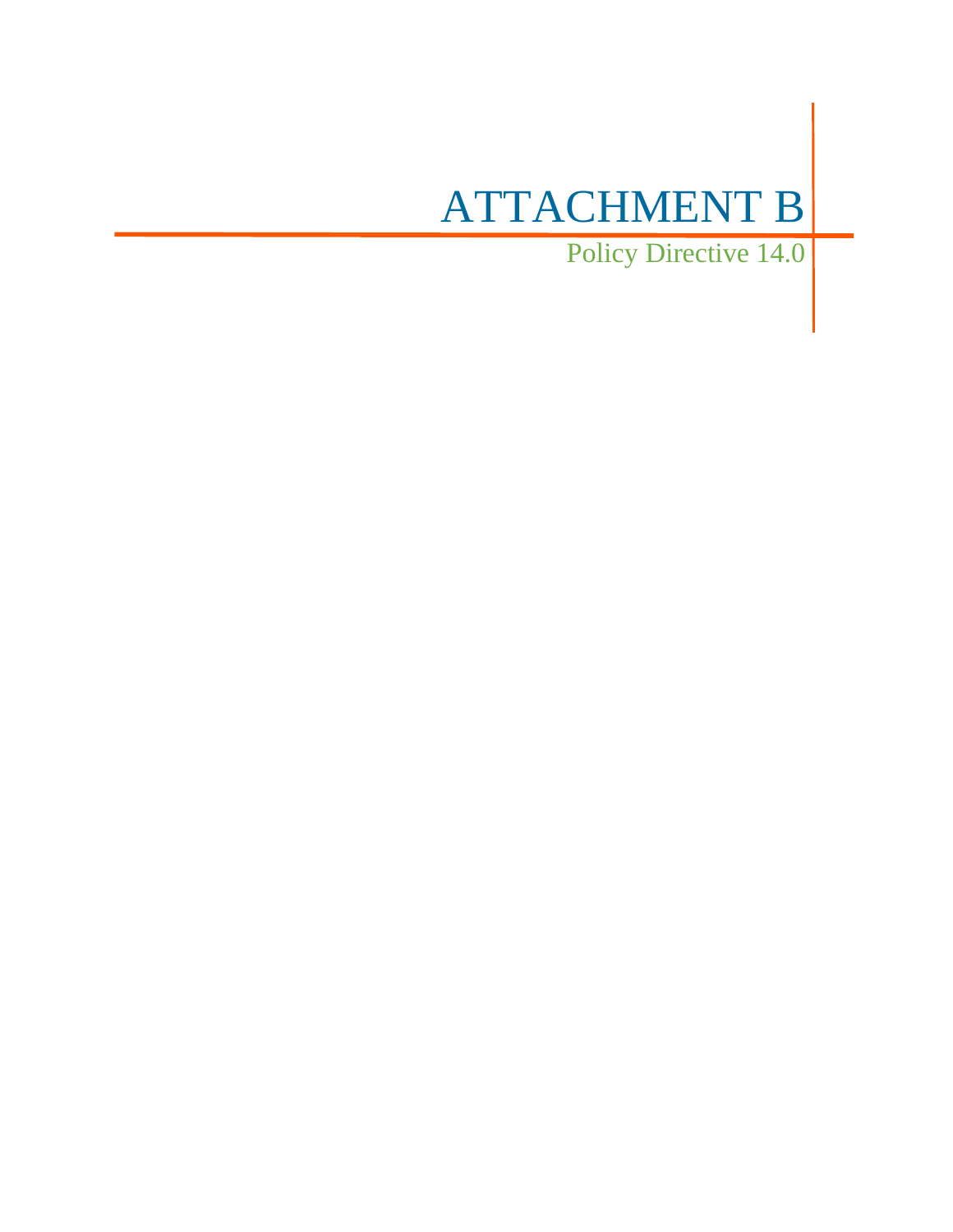# ATTACHMENT B

Policy Directive 14.0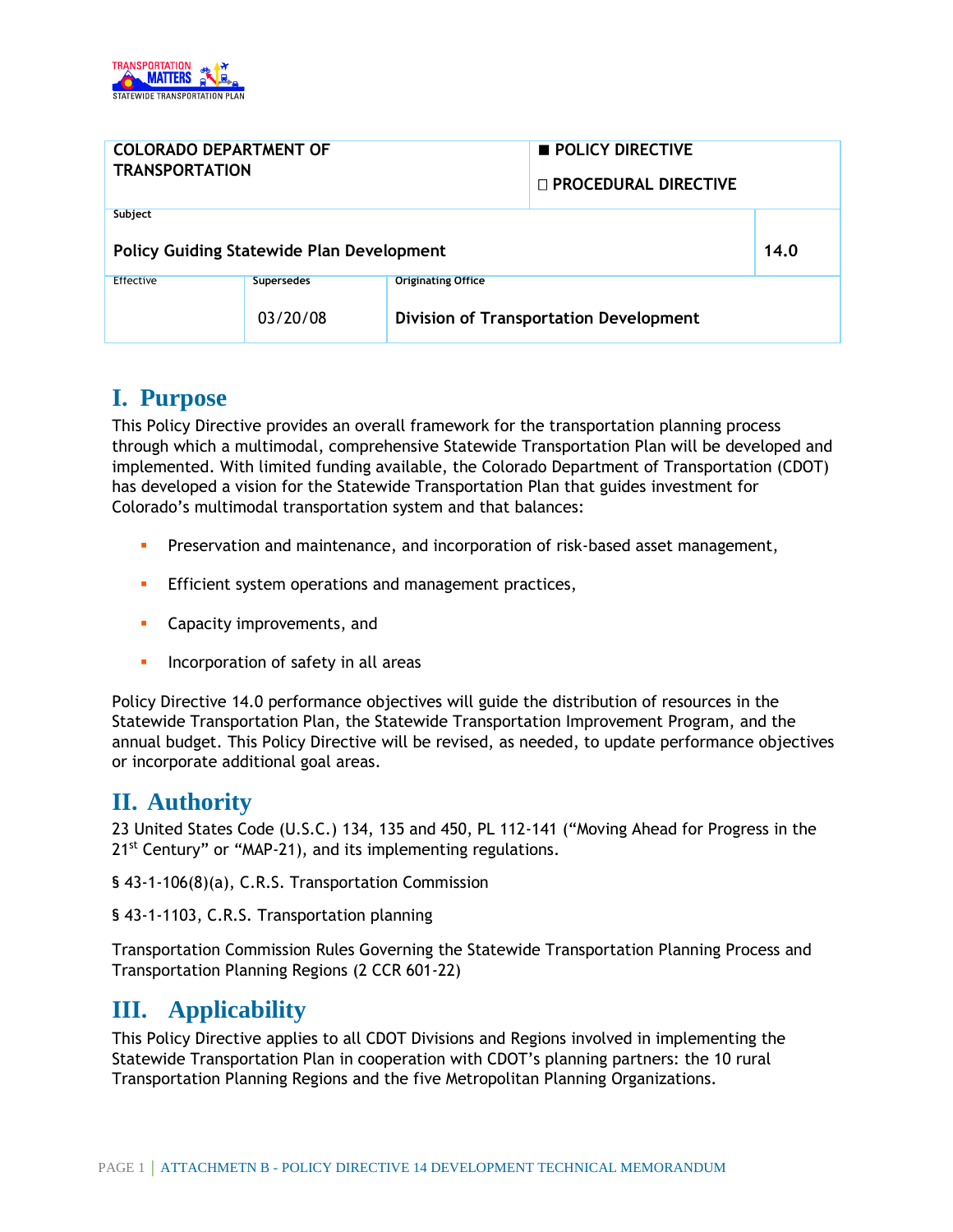| COLORADO DEPARTMENT OF TRANSPORTATION | | ■ POLICY DIRECTIVE<br>☐ PROCEDURAL DIRECTIVE | |
|---|---|---|---|
| Subject<br>**Policy Guiding Statewide Plan Development** | | | **14.0** |
| Effective | Supersedes<br>03/20/08 | Originating Office<br>**Division of Transportation Development** | |

# I. Purpose

This Policy Directive provides an overall framework for the transportation planning process through which a multimodal, comprehensive Statewide Transportation Plan will be developed and implemented. With limited funding available, the Colorado Department of Transportation (CDOT) has developed a vision for the Statewide Transportation Plan that guides investment for Colorado's multimodal transportation system and that balances:

- Preservation and maintenance, and incorporation of risk-based asset management,
- Efficient system operations and management practices,
- Capacity improvements, and
- Incorporation of safety in all areas

Policy Directive 14.0 performance objectives will guide the distribution of resources in the Statewide Transportation Plan, the Statewide Transportation Improvement Program, and the annual budget. This Policy Directive will be revised, as needed, to update performance objectives or incorporate additional goal areas.

# II. Authority

23 United States Code (U.S.C.) 134, 135 and 450, PL 112-141 ("Moving Ahead for Progress in the 21st Century" or "MAP-21), and its implementing regulations.

§ 43-1-106(8)(a), C.R.S. Transportation Commission

§ 43-1-1103, C.R.S. Transportation planning

Transportation Commission Rules Governing the Statewide Transportation Planning Process and Transportation Planning Regions (2 CCR 601-22)

# III. Applicability

This Policy Directive applies to all CDOT Divisions and Regions involved in implementing the Statewide Transportation Plan in cooperation with CDOT's planning partners: the 10 rural Transportation Planning Regions and the five Metropolitan Planning Organizations.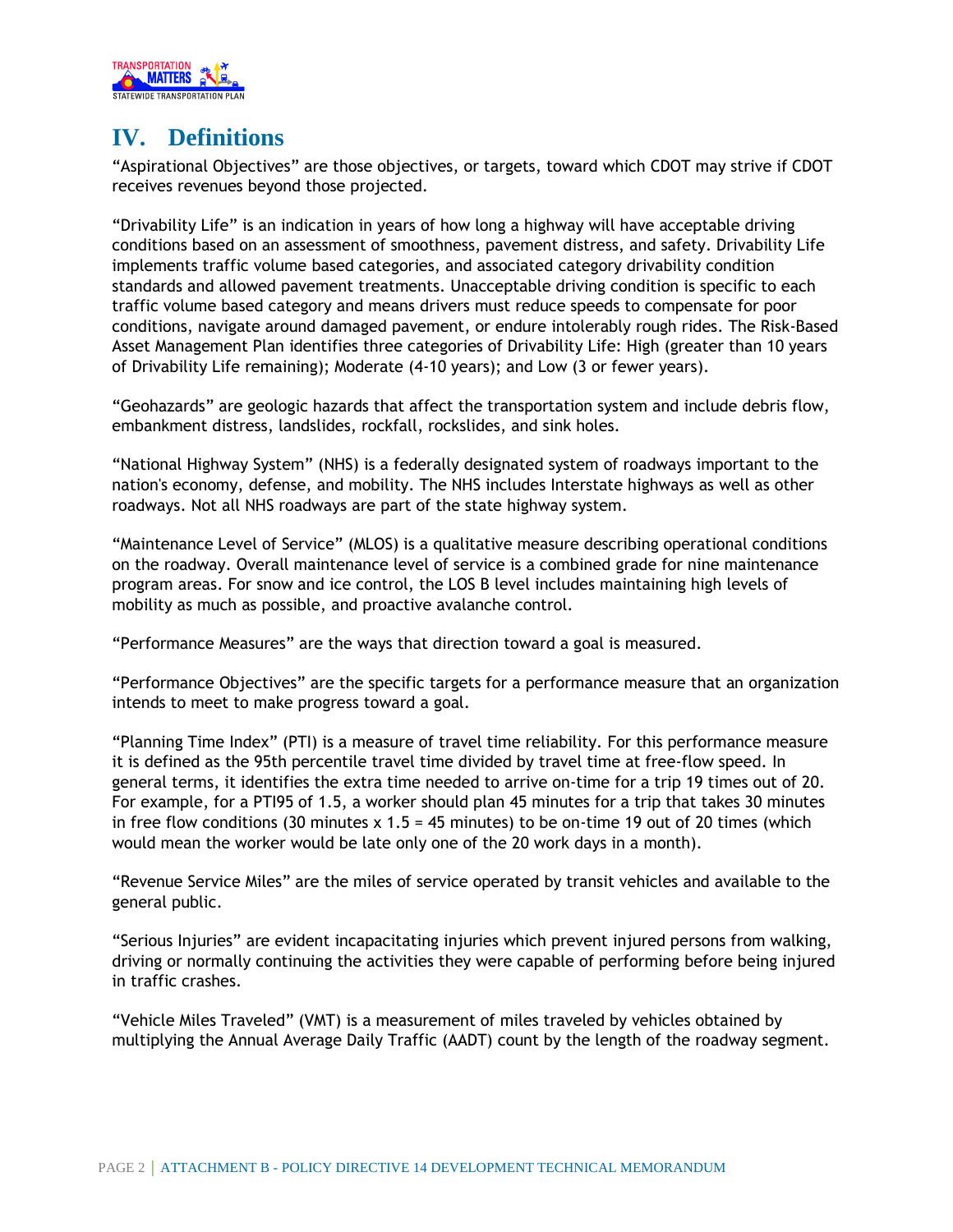# IV. Definitions

"Aspirational Objectives" are those objectives, or targets, toward which CDOT may strive if CDOT receives revenues beyond those projected.

"Drivability Life" is an indication in years of how long a highway will have acceptable driving conditions based on an assessment of smoothness, pavement distress, and safety. Drivability Life implements traffic volume based categories, and associated category drivability condition standards and allowed pavement treatments. Unacceptable driving condition is specific to each traffic volume based category and means drivers must reduce speeds to compensate for poor conditions, navigate around damaged pavement, or endure intolerably rough rides. The Risk-Based Asset Management Plan identifies three categories of Drivability Life: High (greater than 10 years of Drivability Life remaining); Moderate (4-10 years); and Low (3 or fewer years).

"Geohazards" are geologic hazards that affect the transportation system and include debris flow, embankment distress, landslides, rockfall, rockslides, and sink holes.

"National Highway System" (NHS) is a federally designated system of roadways important to the nation's economy, defense, and mobility. The NHS includes Interstate highways as well as other roadways. Not all NHS roadways are part of the state highway system.

"Maintenance Level of Service" (MLOS) is a qualitative measure describing operational conditions on the roadway. Overall maintenance level of service is a combined grade for nine maintenance program areas. For snow and ice control, the LOS B level includes maintaining high levels of mobility as much as possible, and proactive avalanche control.

"Performance Measures" are the ways that direction toward a goal is measured.

"Performance Objectives" are the specific targets for a performance measure that an organization intends to meet to make progress toward a goal.

"Planning Time Index" (PTI) is a measure of travel time reliability. For this performance measure it is defined as the 95th percentile travel time divided by travel time at free-flow speed. In general terms, it identifies the extra time needed to arrive on-time for a trip 19 times out of 20. For example, for a PTI95 of 1.5, a worker should plan 45 minutes for a trip that takes 30 minutes in free flow conditions (30 minutes x 1.5 = 45 minutes) to be on-time 19 out of 20 times (which would mean the worker would be late only one of the 20 work days in a month).

"Revenue Service Miles" are the miles of service operated by transit vehicles and available to the general public.

"Serious Injuries" are evident incapacitating injuries which prevent injured persons from walking, driving or normally continuing the activities they were capable of performing before being injured in traffic crashes.

"Vehicle Miles Traveled" (VMT) is a measurement of miles traveled by vehicles obtained by multiplying the Annual Average Daily Traffic (AADT) count by the length of the roadway segment.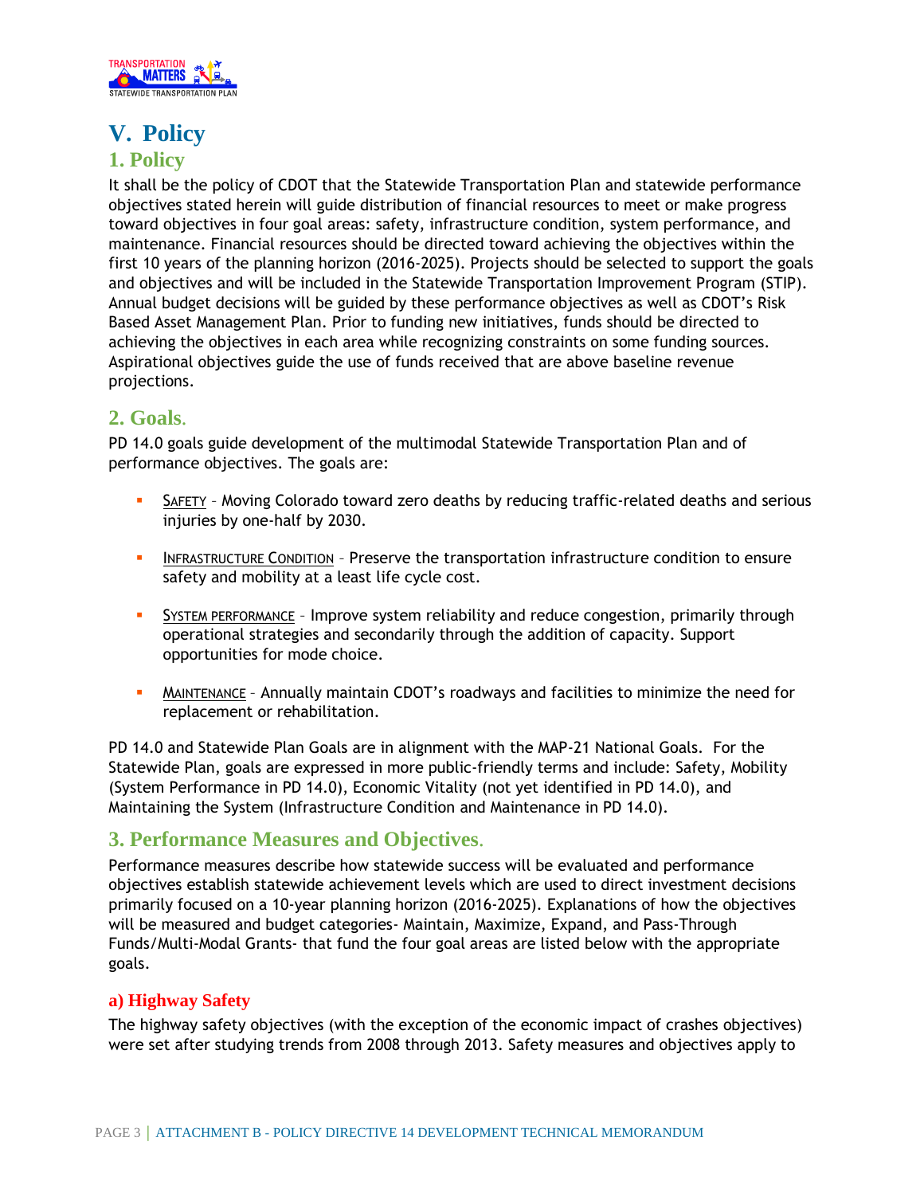# V. Policy

## 1. Policy

It shall be the policy of CDOT that the Statewide Transportation Plan and statewide performance objectives stated herein will guide distribution of financial resources to meet or make progress toward objectives in four goal areas: safety, infrastructure condition, system performance, and maintenance. Financial resources should be directed toward achieving the objectives within the first 10 years of the planning horizon (2016-2025). Projects should be selected to support the goals and objectives and will be included in the Statewide Transportation Improvement Program (STIP). Annual budget decisions will be guided by these performance objectives as well as CDOT's Risk Based Asset Management Plan. Prior to funding new initiatives, funds should be directed to achieving the objectives in each area while recognizing constraints on some funding sources. Aspirational objectives guide the use of funds received that are above baseline revenue projections.

## 2. Goals.

PD 14.0 goals guide development of the multimodal Statewide Transportation Plan and of performance objectives. The goals are:

- SAFETY – Moving Colorado toward zero deaths by reducing traffic-related deaths and serious injuries by one-half by 2030.
- INFRASTRUCTURE CONDITION – Preserve the transportation infrastructure condition to ensure safety and mobility at a least life cycle cost.
- SYSTEM PERFORMANCE – Improve system reliability and reduce congestion, primarily through operational strategies and secondarily through the addition of capacity. Support opportunities for mode choice.
- MAINTENANCE – Annually maintain CDOT's roadways and facilities to minimize the need for replacement or rehabilitation.

PD 14.0 and Statewide Plan Goals are in alignment with the MAP-21 National Goals. For the Statewide Plan, goals are expressed in more public-friendly terms and include: Safety, Mobility (System Performance in PD 14.0), Economic Vitality (not yet identified in PD 14.0), and Maintaining the System (Infrastructure Condition and Maintenance in PD 14.0).

## 3. Performance Measures and Objectives.

Performance measures describe how statewide success will be evaluated and performance objectives establish statewide achievement levels which are used to direct investment decisions primarily focused on a 10-year planning horizon (2016-2025). Explanations of how the objectives will be measured and budget categories- Maintain, Maximize, Expand, and Pass-Through Funds/Multi-Modal Grants- that fund the four goal areas are listed below with the appropriate goals.

### a) Highway Safety

The highway safety objectives (with the exception of the economic impact of crashes objectives) were set after studying trends from 2008 through 2013. Safety measures and objectives apply to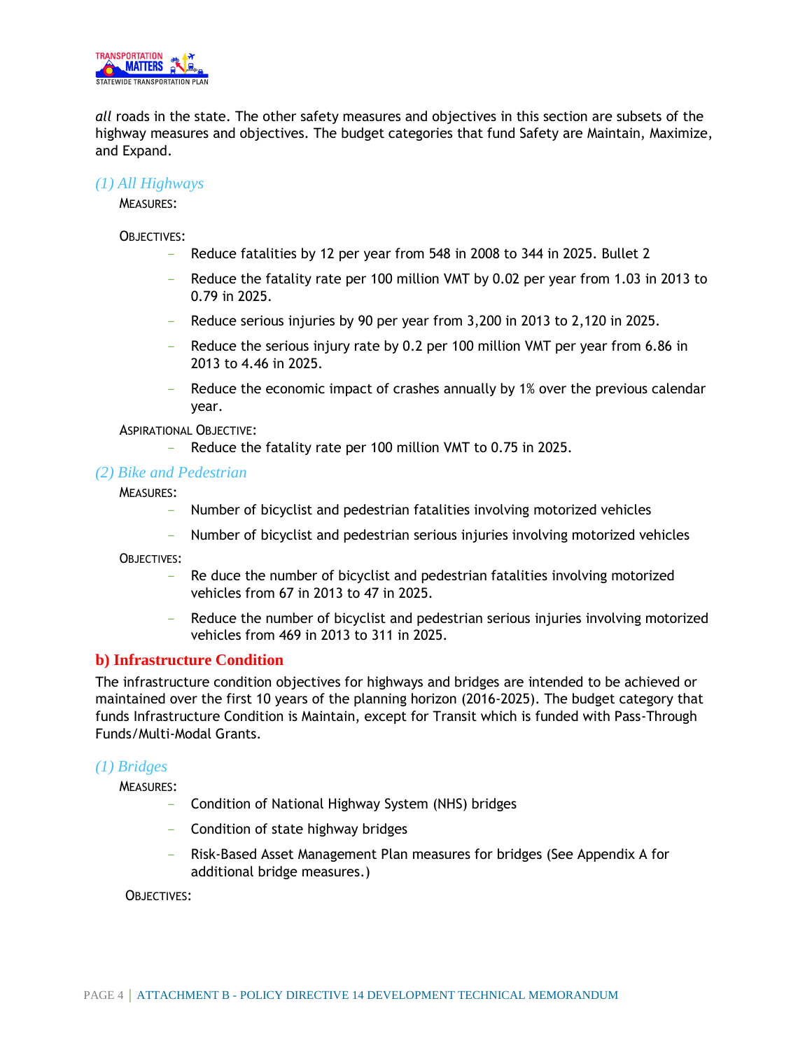*all* roads in the state. The other safety measures and objectives in this section are subsets of the highway measures and objectives. The budget categories that fund Safety are Maintain, Maximize, and Expand.

### *(1) All Highways*

MEASURES:

OBJECTIVES:

- Reduce fatalities by 12 per year from 548 in 2008 to 344 in 2025. Bullet 2
- Reduce the fatality rate per 100 million VMT by 0.02 per year from 1.03 in 2013 to 0.79 in 2025.
- Reduce serious injuries by 90 per year from 3,200 in 2013 to 2,120 in 2025.
- Reduce the serious injury rate by 0.2 per 100 million VMT per year from 6.86 in 2013 to 4.46 in 2025.
- Reduce the economic impact of crashes annually by 1% over the previous calendar year.

ASPIRATIONAL OBJECTIVE:

- Reduce the fatality rate per 100 million VMT to 0.75 in 2025.

### *(2) Bike and Pedestrian*

MEASURES:

- Number of bicyclist and pedestrian fatalities involving motorized vehicles
- Number of bicyclist and pedestrian serious injuries involving motorized vehicles

OBJECTIVES:

- Re duce the number of bicyclist and pedestrian fatalities involving motorized vehicles from 67 in 2013 to 47 in 2025.
- Reduce the number of bicyclist and pedestrian serious injuries involving motorized vehicles from 469 in 2013 to 311 in 2025.

## b) Infrastructure Condition

The infrastructure condition objectives for highways and bridges are intended to be achieved or maintained over the first 10 years of the planning horizon (2016-2025). The budget category that funds Infrastructure Condition is Maintain, except for Transit which is funded with Pass-Through Funds/Multi-Modal Grants.

### *(1) Bridges*

MEASURES:

- Condition of National Highway System (NHS) bridges
- Condition of state highway bridges
- Risk-Based Asset Management Plan measures for bridges (See Appendix A for additional bridge measures.)

OBJECTIVES: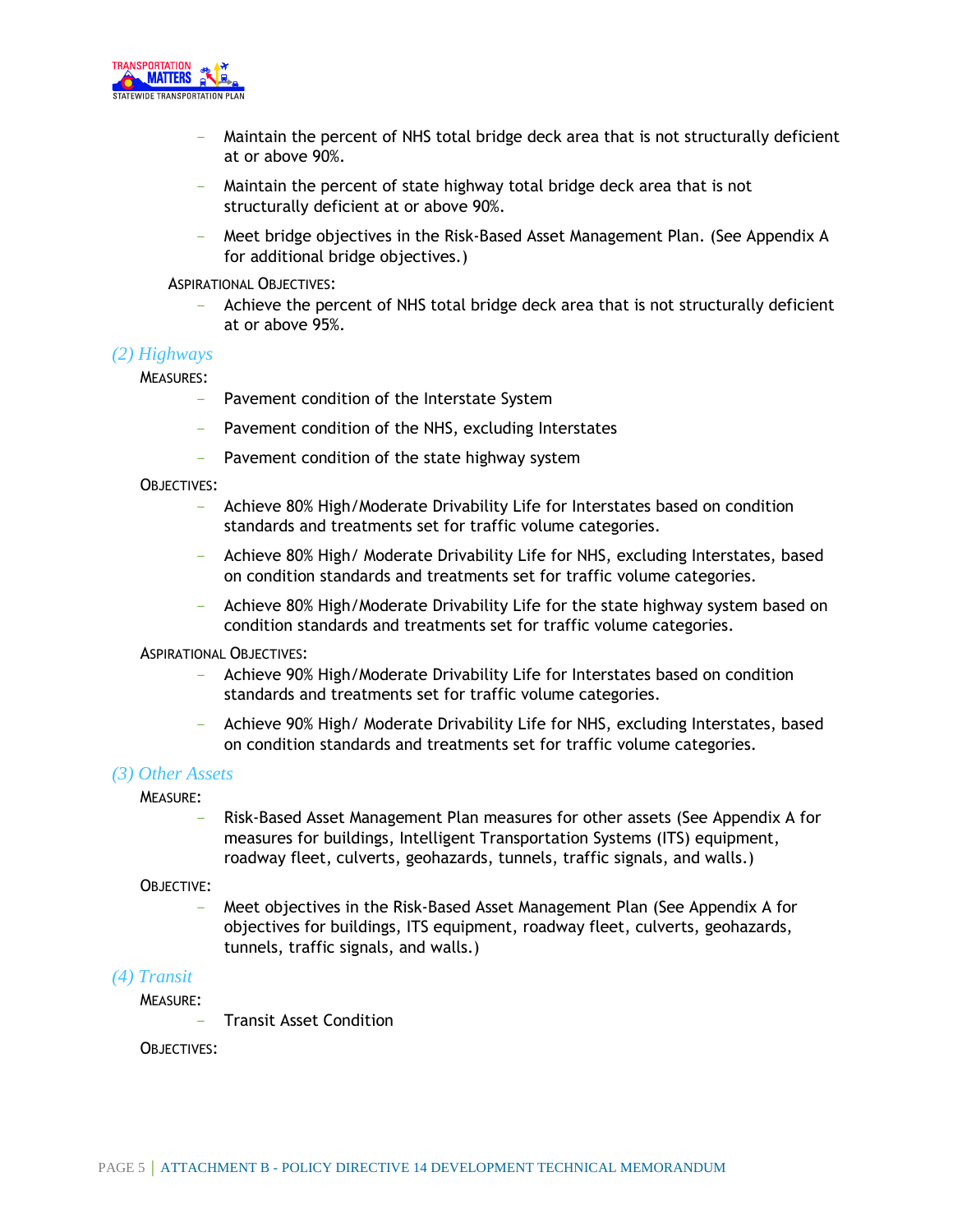- Maintain the percent of NHS total bridge deck area that is not structurally deficient at or above 90%.
- Maintain the percent of state highway total bridge deck area that is not structurally deficient at or above 90%.
- Meet bridge objectives in the Risk-Based Asset Management Plan. (See Appendix A for additional bridge objectives.)

ASPIRATIONAL OBJECTIVES:

- Achieve the percent of NHS total bridge deck area that is not structurally deficient at or above 95%.

### *(2) Highways*

MEASURES:

- Pavement condition of the Interstate System
- Pavement condition of the NHS, excluding Interstates
- Pavement condition of the state highway system

OBJECTIVES:

- Achieve 80% High/Moderate Drivability Life for Interstates based on condition standards and treatments set for traffic volume categories.
- Achieve 80% High/ Moderate Drivability Life for NHS, excluding Interstates, based on condition standards and treatments set for traffic volume categories.
- Achieve 80% High/Moderate Drivability Life for the state highway system based on condition standards and treatments set for traffic volume categories.

ASPIRATIONAL OBJECTIVES:

- Achieve 90% High/Moderate Drivability Life for Interstates based on condition standards and treatments set for traffic volume categories.
- Achieve 90% High/ Moderate Drivability Life for NHS, excluding Interstates, based on condition standards and treatments set for traffic volume categories.

### *(3) Other Assets*

MEASURE:

- Risk-Based Asset Management Plan measures for other assets (See Appendix A for measures for buildings, Intelligent Transportation Systems (ITS) equipment, roadway fleet, culverts, geohazards, tunnels, traffic signals, and walls.)

OBJECTIVE:

- Meet objectives in the Risk-Based Asset Management Plan (See Appendix A for objectives for buildings, ITS equipment, roadway fleet, culverts, geohazards, tunnels, traffic signals, and walls.)

### *(4) Transit*

MEASURE:

- Transit Asset Condition

OBJECTIVES: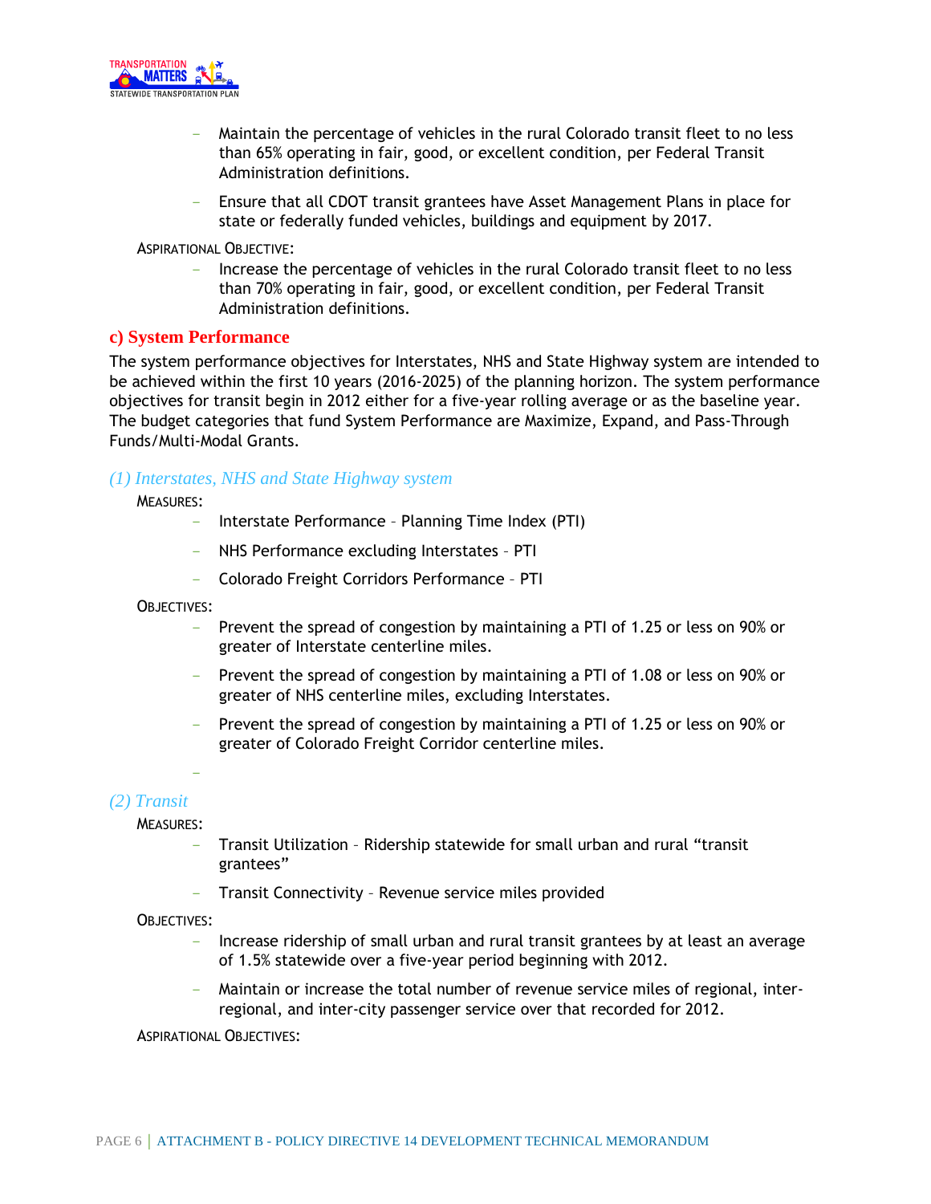- Maintain the percentage of vehicles in the rural Colorado transit fleet to no less than 65% operating in fair, good, or excellent condition, per Federal Transit Administration definitions.
- Ensure that all CDOT transit grantees have Asset Management Plans in place for state or federally funded vehicles, buildings and equipment by 2017.

Aspirational Objective:

- Increase the percentage of vehicles in the rural Colorado transit fleet to no less than 70% operating in fair, good, or excellent condition, per Federal Transit Administration definitions.

### c) System Performance

The system performance objectives for Interstates, NHS and State Highway system are intended to be achieved within the first 10 years (2016-2025) of the planning horizon. The system performance objectives for transit begin in 2012 either for a five-year rolling average or as the baseline year. The budget categories that fund System Performance are Maximize, Expand, and Pass-Through Funds/Multi-Modal Grants.

#### *(1) Interstates, NHS and State Highway system*

Measures:

- Interstate Performance – Planning Time Index (PTI)
- NHS Performance excluding Interstates – PTI
- Colorado Freight Corridors Performance – PTI

Objectives:

- Prevent the spread of congestion by maintaining a PTI of 1.25 or less on 90% or greater of Interstate centerline miles.
- Prevent the spread of congestion by maintaining a PTI of 1.08 or less on 90% or greater of NHS centerline miles, excluding Interstates.
- Prevent the spread of congestion by maintaining a PTI of 1.25 or less on 90% or greater of Colorado Freight Corridor centerline miles.

#### *(2) Transit*

Measures:

- Transit Utilization – Ridership statewide for small urban and rural "transit grantees"
- Transit Connectivity – Revenue service miles provided

Objectives:

- Increase ridership of small urban and rural transit grantees by at least an average of 1.5% statewide over a five-year period beginning with 2012.
- Maintain or increase the total number of revenue service miles of regional, inter-regional, and inter-city passenger service over that recorded for 2012.

Aspirational Objectives: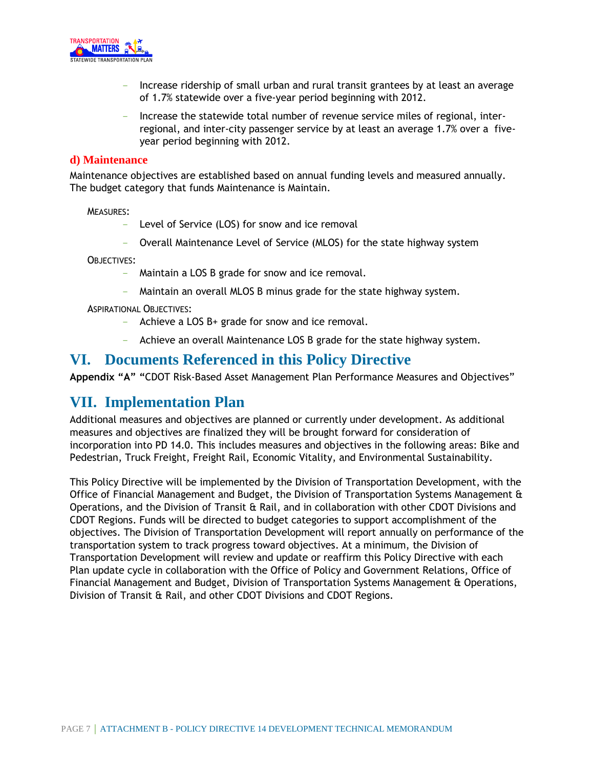- Increase ridership of small urban and rural transit grantees by at least an average of 1.7% statewide over a five-year period beginning with 2012.
- Increase the statewide total number of revenue service miles of regional, inter-regional, and inter-city passenger service by at least an average 1.7% over a five-year period beginning with 2012.

### d) Maintenance

Maintenance objectives are established based on annual funding levels and measured annually. The budget category that funds Maintenance is Maintain.

MEASURES:

- Level of Service (LOS) for snow and ice removal
- Overall Maintenance Level of Service (MLOS) for the state highway system

OBJECTIVES:

- Maintain a LOS B grade for snow and ice removal.
- Maintain an overall MLOS B minus grade for the state highway system.

ASPIRATIONAL OBJECTIVES:

- Achieve a LOS B+ grade for snow and ice removal.
- Achieve an overall Maintenance LOS B grade for the state highway system.

## VI. Documents Referenced in this Policy Directive

**Appendix "A"** "CDOT Risk-Based Asset Management Plan Performance Measures and Objectives"

## VII. Implementation Plan

Additional measures and objectives are planned or currently under development. As additional measures and objectives are finalized they will be brought forward for consideration of incorporation into PD 14.0. This includes measures and objectives in the following areas: Bike and Pedestrian, Truck Freight, Freight Rail, Economic Vitality, and Environmental Sustainability.

This Policy Directive will be implemented by the Division of Transportation Development, with the Office of Financial Management and Budget, the Division of Transportation Systems Management & Operations, and the Division of Transit & Rail, and in collaboration with other CDOT Divisions and CDOT Regions. Funds will be directed to budget categories to support accomplishment of the objectives. The Division of Transportation Development will report annually on performance of the transportation system to track progress toward objectives. At a minimum, the Division of Transportation Development will review and update or reaffirm this Policy Directive with each Plan update cycle in collaboration with the Office of Policy and Government Relations, Office of Financial Management and Budget, Division of Transportation Systems Management & Operations, Division of Transit & Rail, and other CDOT Divisions and CDOT Regions.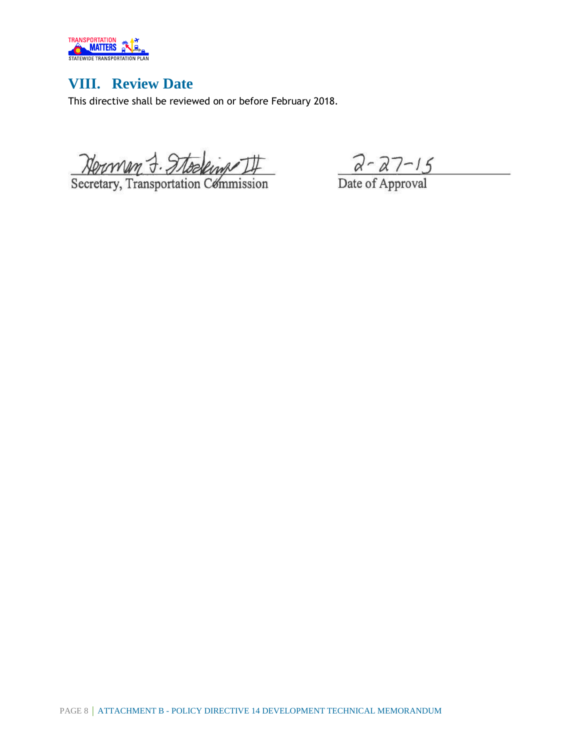# VIII. Review Date

This directive shall be reviewed on or before February 2018.

Herman J. Stockinger III
Secretary, Transportation Commission

2-27-15
Date of Approval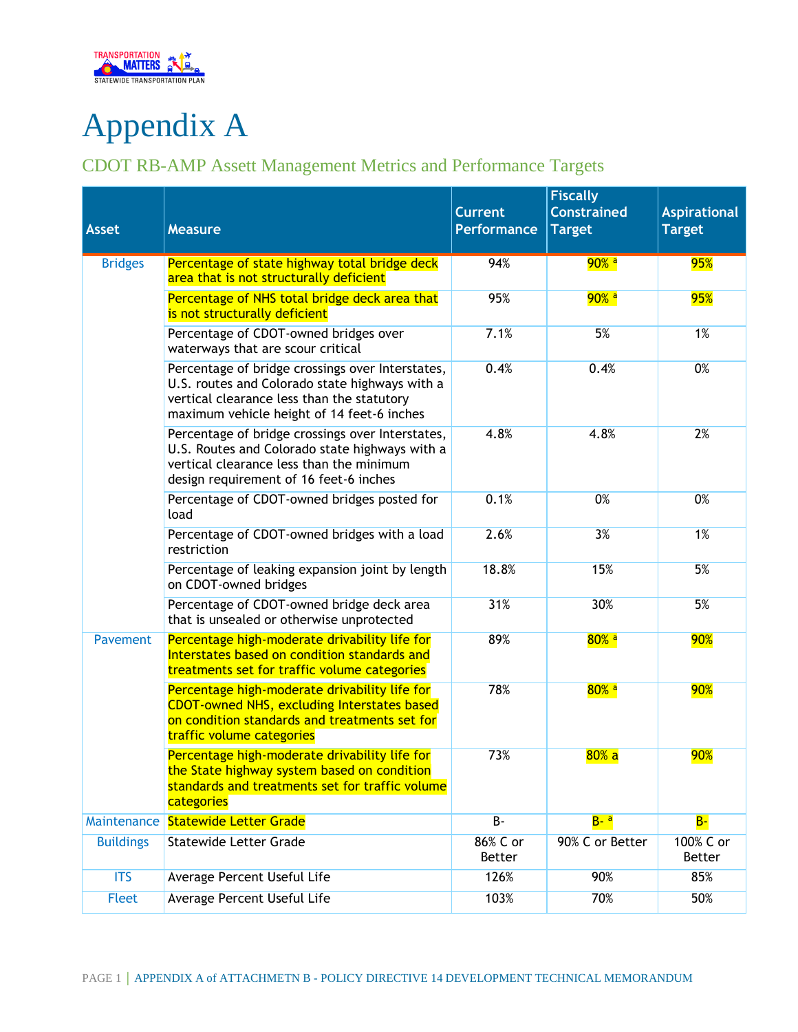# Appendix A

## CDOT RB-AMP Assett Management Metrics and Performance Targets

| Asset | Measure | Current Performance | Fiscally Constrained Target | Aspirational Target |
|---|---|---|---|---|
| Bridges | Percentage of state highway total bridge deck area that is not structurally deficient | 94% | 90% [a] | 95% |
| | Percentage of NHS total bridge deck area that is not structurally deficient | 95% | 90% [a] | 95% |
| | Percentage of CDOT-owned bridges over waterways that are scour critical | 7.1% | 5% | 1% |
| | Percentage of bridge crossings over Interstates, U.S. routes and Colorado state highways with a vertical clearance less than the statutory maximum vehicle height of 14 feet-6 inches | 0.4% | 0.4% | 0% |
| | Percentage of bridge crossings over Interstates, U.S. Routes and Colorado state highways with a vertical clearance less than the minimum design requirement of 16 feet-6 inches | 4.8% | 4.8% | 2% |
| | Percentage of CDOT-owned bridges posted for load | 0.1% | 0% | 0% |
| | Percentage of CDOT-owned bridges with a load restriction | 2.6% | 3% | 1% |
| | Percentage of leaking expansion joint by length on CDOT-owned bridges | 18.8% | 15% | 5% |
| | Percentage of CDOT-owned bridge deck area that is unsealed or otherwise unprotected | 31% | 30% | 5% |
| Pavement | Percentage high-moderate drivability life for Interstates based on condition standards and treatments set for traffic volume categories | 89% | 80% [a] | 90% |
| | Percentage high-moderate drivability life for CDOT-owned NHS, excluding Interstates based on condition standards and treatments set for traffic volume categories | 78% | 80% [a] | 90% |
| | Percentage high-moderate drivability life for the State highway system based on condition standards and treatments set for traffic volume categories | 73% | 80% a | 90% |
| Maintenance | Statewide Letter Grade | B- | B- [a] | B- |
| Buildings | Statewide Letter Grade | 86% C or Better | 90% C or Better | 100% C or Better |
| ITS | Average Percent Useful Life | 126% | 90% | 85% |
| Fleet | Average Percent Useful Life | 103% | 70% | 50% |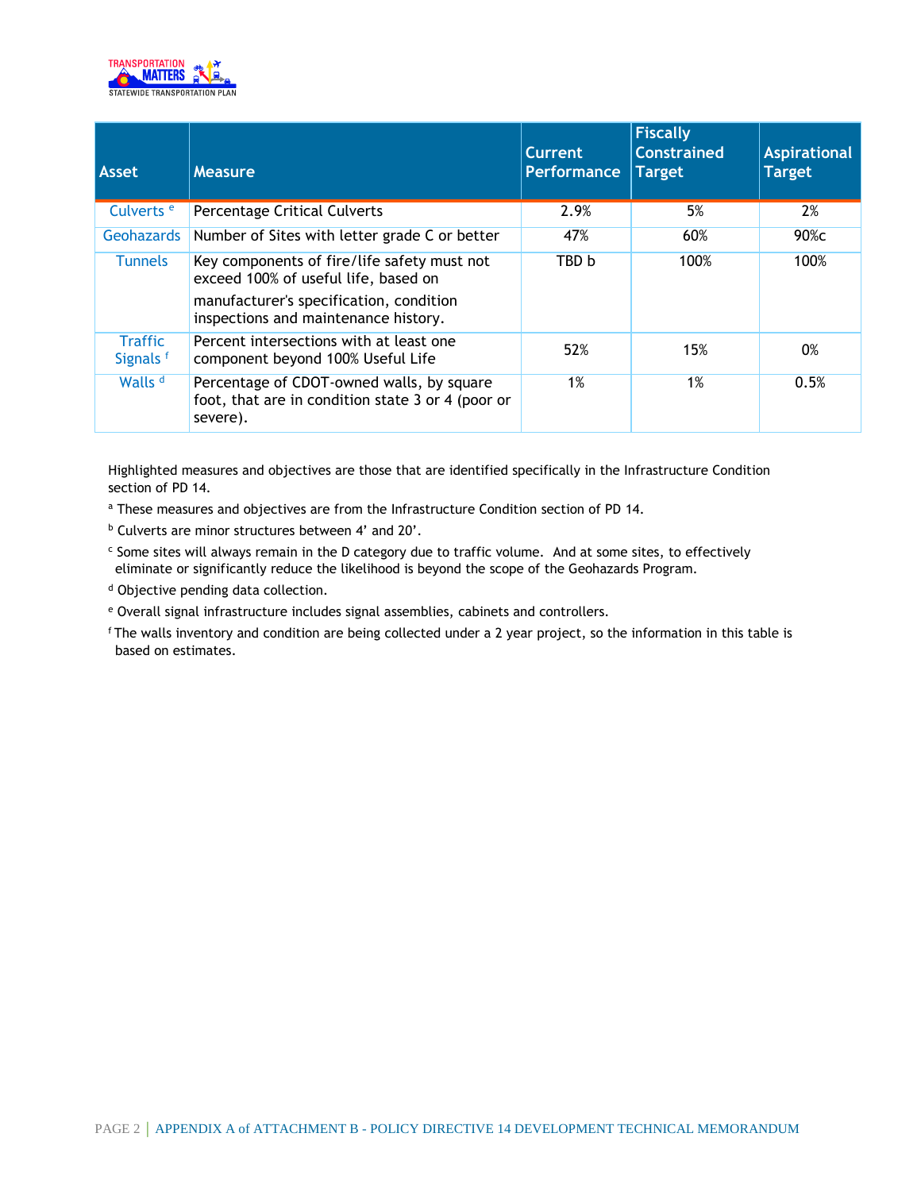| Asset | Measure | Current Performance | Fiscally Constrained Target | Aspirational Target |
|---|---|---|---|---|
| Culverts [e] | Percentage Critical Culverts | 2.9% | 5% | 2% |
| Geohazards | Number of Sites with letter grade C or better | 47% | 60% | 90%c |
| Tunnels | Key components of fire/life safety must not exceed 100% of useful life, based on manufacturer's specification, condition inspections and maintenance history. | TBD b | 100% | 100% |
| Traffic Signals [f] | Percent intersections with at least one component beyond 100% Useful Life | 52% | 15% | 0% |
| Walls [d] | Percentage of CDOT-owned walls, by square foot, that are in condition state 3 or 4 (poor or severe). | 1% | 1% | 0.5% |

Highlighted measures and objectives are those that are identified specifically in the Infrastructure Condition section of PD 14.

[a] These measures and objectives are from the Infrastructure Condition section of PD 14.

[b] Culverts are minor structures between 4' and 20'.

[c] Some sites will always remain in the D category due to traffic volume. And at some sites, to effectively eliminate or significantly reduce the likelihood is beyond the scope of the Geohazards Program.

[d] Objective pending data collection.

[e] Overall signal infrastructure includes signal assemblies, cabinets and controllers.

[f] The walls inventory and condition are being collected under a 2 year project, so the information in this table is based on estimates.